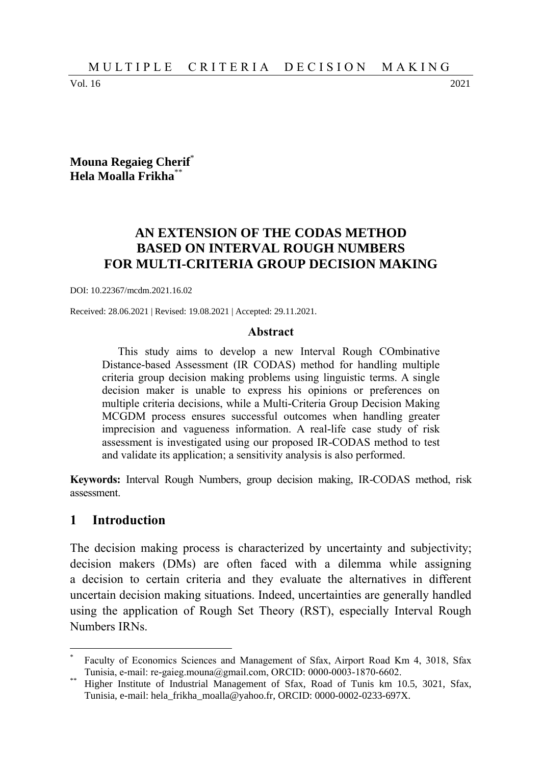**Mouna Regaieg Cherif**[*]
**Hela Moalla Frikha**[**]

# AN EXTENSION OF THE CODAS METHOD BASED ON INTERVAL ROUGH NUMBERS FOR MULTI-CRITERIA GROUP DECISION MAKING

DOI: 10.22367/mcdm.2021.16.02

Received: 28.06.2021 | Revised: 19.08.2021 | Accepted: 29.11.2021.

### Abstract

This study aims to develop a new Interval Rough COmbinative Distance-based Assessment (IR CODAS) method for handling multiple criteria group decision making problems using linguistic terms. A single decision maker is unable to express his opinions or preferences on multiple criteria decisions, while a Multi-Criteria Group Decision Making MCGDM process ensures successful outcomes when handling greater imprecision and vagueness information. A real-life case study of risk assessment is investigated using our proposed IR-CODAS method to test and validate its application; a sensitivity analysis is also performed.

**Keywords:** Interval Rough Numbers, group decision making, IR-CODAS method, risk assessment.

## 1 Introduction

The decision making process is characterized by uncertainty and subjectivity; decision makers (DMs) are often faced with a dilemma while assigning a decision to certain criteria and they evaluate the alternatives in different uncertain decision making situations. Indeed, uncertainties are generally handled using the application of Rough Set Theory (RST), especially Interval Rough Numbers IRNs.

---

[*] Faculty of Economics Sciences and Management of Sfax, Airport Road Km 4, 3018, Sfax Tunisia, e-mail: re-gaieg.mouna@gmail.com, ORCID: 0000-0003-1870-6602.

[**] Higher Institute of Industrial Management of Sfax, Road of Tunis km 10.5, 3021, Sfax, Tunisia, e-mail: hela_frikha_moalla@yahoo.fr, ORCID: 0000-0002-0233-697X.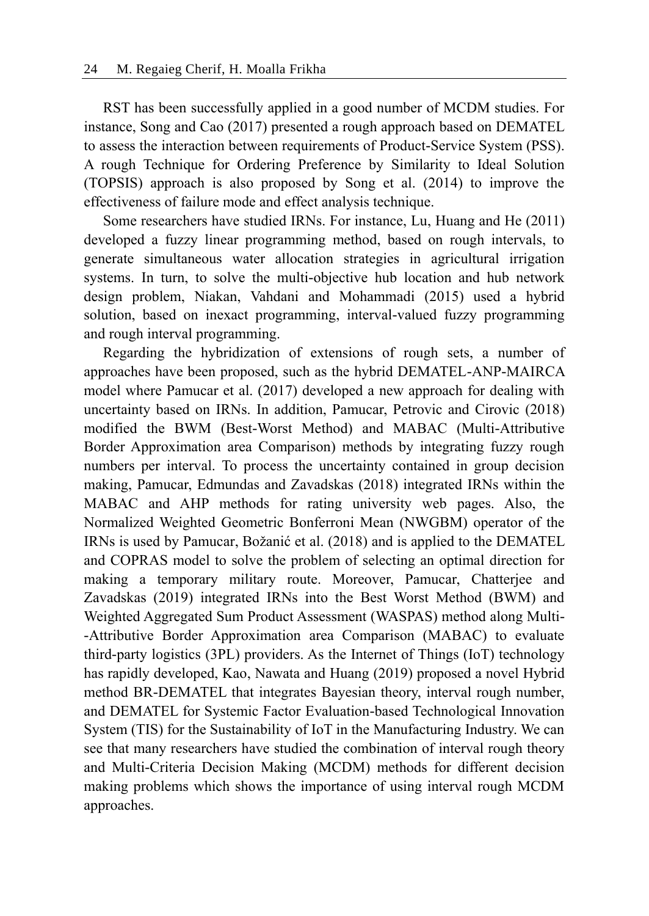RST has been successfully applied in a good number of MCDM studies. For instance, Song and Cao (2017) presented a rough approach based on DEMATEL to assess the interaction between requirements of Product-Service System (PSS). A rough Technique for Ordering Preference by Similarity to Ideal Solution (TOPSIS) approach is also proposed by Song et al. (2014) to improve the effectiveness of failure mode and effect analysis technique.

Some researchers have studied IRNs. For instance, Lu, Huang and He (2011) developed a fuzzy linear programming method, based on rough intervals, to generate simultaneous water allocation strategies in agricultural irrigation systems. In turn, to solve the multi-objective hub location and hub network design problem, Niakan, Vahdani and Mohammadi (2015) used a hybrid solution, based on inexact programming, interval-valued fuzzy programming and rough interval programming.

Regarding the hybridization of extensions of rough sets, a number of approaches have been proposed, such as the hybrid DEMATEL-ANP-MAIRCA model where Pamucar et al. (2017) developed a new approach for dealing with uncertainty based on IRNs. In addition, Pamucar, Petrovic and Cirovic (2018) modified the BWM (Best-Worst Method) and MABAC (Multi-Attributive Border Approximation area Comparison) methods by integrating fuzzy rough numbers per interval. To process the uncertainty contained in group decision making, Pamucar, Edmundas and Zavadskas (2018) integrated IRNs within the MABAC and AHP methods for rating university web pages. Also, the Normalized Weighted Geometric Bonferroni Mean (NWGBM) operator of the IRNs is used by Pamucar, Božanić et al. (2018) and is applied to the DEMATEL and COPRAS model to solve the problem of selecting an optimal direction for making a temporary military route. Moreover, Pamucar, Chatterjee and Zavadskas (2019) integrated IRNs into the Best Worst Method (BWM) and Weighted Aggregated Sum Product Assessment (WASPAS) method along Multi--Attributive Border Approximation area Comparison (MABAC) to evaluate third-party logistics (3PL) providers. As the Internet of Things (IoT) technology has rapidly developed, Kao, Nawata and Huang (2019) proposed a novel Hybrid method BR-DEMATEL that integrates Bayesian theory, interval rough number, and DEMATEL for Systemic Factor Evaluation-based Technological Innovation System (TIS) for the Sustainability of IoT in the Manufacturing Industry. We can see that many researchers have studied the combination of interval rough theory and Multi-Criteria Decision Making (MCDM) methods for different decision making problems which shows the importance of using interval rough MCDM approaches.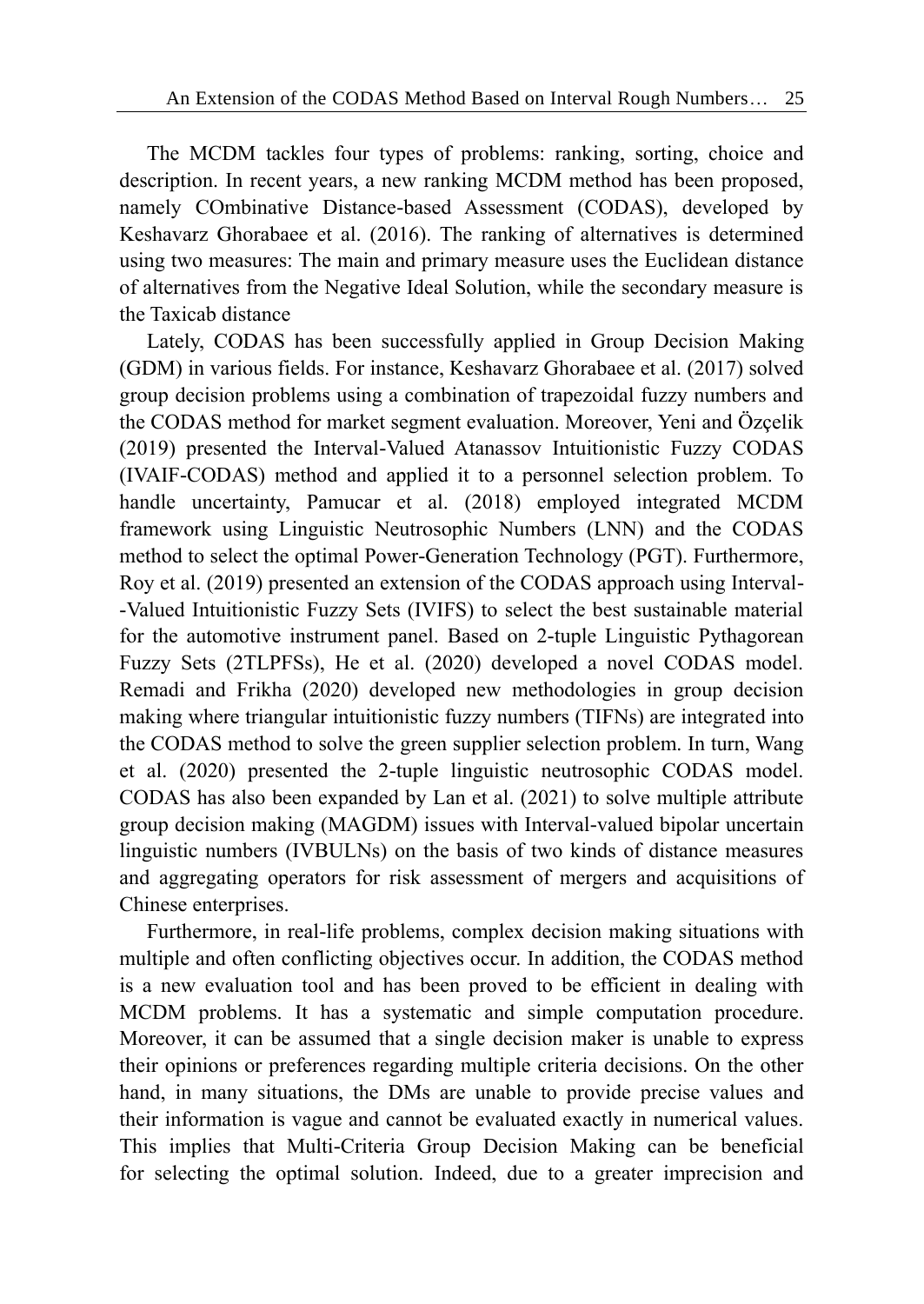The MCDM tackles four types of problems: ranking, sorting, choice and description. In recent years, a new ranking MCDM method has been proposed, namely COmbinative Distance-based Assessment (CODAS), developed by Keshavarz Ghorabaee et al. (2016). The ranking of alternatives is determined using two measures: The main and primary measure uses the Euclidean distance of alternatives from the Negative Ideal Solution, while the secondary measure is the Taxicab distance

Lately, CODAS has been successfully applied in Group Decision Making (GDM) in various fields. For instance, Keshavarz Ghorabaee et al. (2017) solved group decision problems using a combination of trapezoidal fuzzy numbers and the CODAS method for market segment evaluation. Moreover, Yeni and Özçelik (2019) presented the Interval-Valued Atanassov Intuitionistic Fuzzy CODAS (IVAIF-CODAS) method and applied it to a personnel selection problem. To handle uncertainty, Pamucar et al. (2018) employed integrated MCDM framework using Linguistic Neutrosophic Numbers (LNN) and the CODAS method to select the optimal Power-Generation Technology (PGT). Furthermore, Roy et al. (2019) presented an extension of the CODAS approach using Interval-Valued Intuitionistic Fuzzy Sets (IVIFS) to select the best sustainable material for the automotive instrument panel. Based on 2-tuple Linguistic Pythagorean Fuzzy Sets (2TLPFSs), He et al. (2020) developed a novel CODAS model. Remadi and Frikha (2020) developed new methodologies in group decision making where triangular intuitionistic fuzzy numbers (TIFNs) are integrated into the CODAS method to solve the green supplier selection problem. In turn, Wang et al. (2020) presented the 2-tuple linguistic neutrosophic CODAS model. CODAS has also been expanded by Lan et al. (2021) to solve multiple attribute group decision making (MAGDM) issues with Interval-valued bipolar uncertain linguistic numbers (IVBULNs) on the basis of two kinds of distance measures and aggregating operators for risk assessment of mergers and acquisitions of Chinese enterprises.

Furthermore, in real-life problems, complex decision making situations with multiple and often conflicting objectives occur. In addition, the CODAS method is a new evaluation tool and has been proved to be efficient in dealing with MCDM problems. It has a systematic and simple computation procedure. Moreover, it can be assumed that a single decision maker is unable to express their opinions or preferences regarding multiple criteria decisions. On the other hand, in many situations, the DMs are unable to provide precise values and their information is vague and cannot be evaluated exactly in numerical values. This implies that Multi-Criteria Group Decision Making can be beneficial for selecting the optimal solution. Indeed, due to a greater imprecision and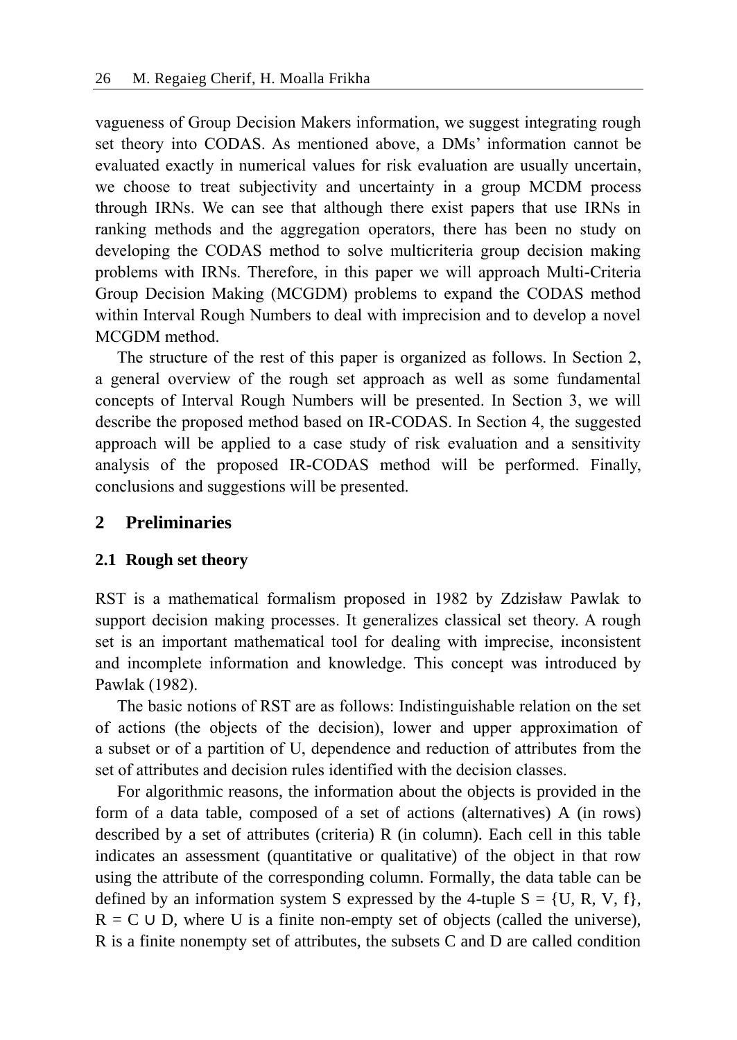vagueness of Group Decision Makers information, we suggest integrating rough set theory into CODAS. As mentioned above, a DMs' information cannot be evaluated exactly in numerical values for risk evaluation are usually uncertain, we choose to treat subjectivity and uncertainty in a group MCDM process through IRNs. We can see that although there exist papers that use IRNs in ranking methods and the aggregation operators, there has been no study on developing the CODAS method to solve multicriteria group decision making problems with IRNs. Therefore, in this paper we will approach Multi-Criteria Group Decision Making (MCGDM) problems to expand the CODAS method within Interval Rough Numbers to deal with imprecision and to develop a novel MCGDM method.

The structure of the rest of this paper is organized as follows. In Section 2, a general overview of the rough set approach as well as some fundamental concepts of Interval Rough Numbers will be presented. In Section 3, we will describe the proposed method based on IR-CODAS. In Section 4, the suggested approach will be applied to a case study of risk evaluation and a sensitivity analysis of the proposed IR-CODAS method will be performed. Finally, conclusions and suggestions will be presented.

## 2 Preliminaries

### 2.1 Rough set theory

RST is a mathematical formalism proposed in 1982 by Zdzisław Pawlak to support decision making processes. It generalizes classical set theory. A rough set is an important mathematical tool for dealing with imprecise, inconsistent and incomplete information and knowledge. This concept was introduced by Pawlak (1982).

The basic notions of RST are as follows: Indistinguishable relation on the set of actions (the objects of the decision), lower and upper approximation of a subset or of a partition of U, dependence and reduction of attributes from the set of attributes and decision rules identified with the decision classes.

For algorithmic reasons, the information about the objects is provided in the form of a data table, composed of a set of actions (alternatives) A (in rows) described by a set of attributes (criteria) R (in column). Each cell in this table indicates an assessment (quantitative or qualitative) of the object in that row using the attribute of the corresponding column. Formally, the data table can be defined by an information system S expressed by the 4-tuple $S = \{U, R, V, f\}$, $R = C \cup D$, where U is a finite non-empty set of objects (called the universe), R is a finite nonempty set of attributes, the subsets C and D are called condition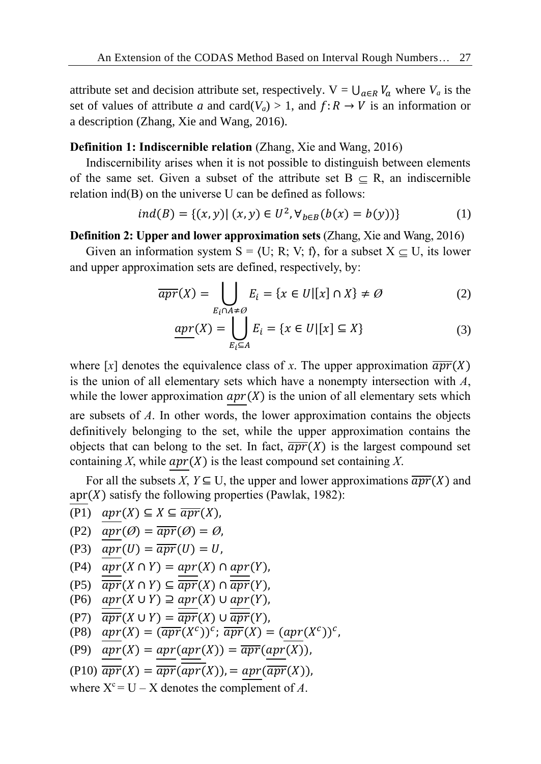attribute set and decision attribute set, respectively. V = $\bigcup_{a \in R} V_a$ where $V_a$ is the set of values of attribute *a* and card($V_a$) > 1, and $f: R \rightarrow V$ is an information or a description (Zhang, Xie and Wang, 2016).

**Definition 1: Indiscernible relation** (Zhang, Xie and Wang, 2016)

Indiscernibility arises when it is not possible to distinguish between elements of the same set. Given a subset of the attribute set B $\subseteq$ R, an indiscernible relation ind(B) on the universe U can be defined as follows:

$$ind(B) = \{(x, y) | \, (x, y) \in U^2, \forall_{b \in B}(b(x) = b(y))\} \tag{1}$$

**Definition 2: Upper and lower approximation sets** (Zhang, Xie and Wang, 2016)

Given an information system S = ⟨U; R; V; f⟩, for a subset X $\subseteq$ U, its lower and upper approximation sets are defined, respectively, by:

$$\overline{apr}(X) = \bigcup_{E_i \cap A \neq \emptyset} E_i = \{x \in U | [x] \cap X\} \neq \emptyset \tag{2}$$

$$\underline{apr}(X) = \bigcup_{E_i \subseteq A} E_i = \{x \in U | [x] \subseteq X\} \tag{3}$$

where [*x*] denotes the equivalence class of *x*. The upper approximation $\overline{apr}(X)$ is the union of all elementary sets which have a nonempty intersection with *A*, while the lower approximation $\underline{apr}(X)$ is the union of all elementary sets which are subsets of *A*. In other words, the lower approximation contains the objects definitively belonging to the set, while the upper approximation contains the objects that can belong to the set. In fact, $\overline{apr}(X)$ is the largest compound set containing *X*, while $\underline{apr}(X)$ is the least compound set containing *X*.

For all the subsets *X*, *Y* ⊆ U, the upper and lower approximations $\overline{apr}(X)$ and $\underline{\text{apr}}(X)$ satisfy the following properties (Pawlak, 1982):

(P1) $\underline{apr}(X) \subseteq X \subseteq \overline{apr}(X)$,

(P2) $\underline{apr}(\emptyset) = \overline{apr}(\emptyset) = \emptyset$,

(P3) $\underline{apr}(U) = \overline{apr}(U) = U$,

(P4) $\underline{apr}(X \cap Y) = \underline{apr}(X) \cap \underline{apr}(Y)$,

(P5) $\overline{apr}(X \cap Y) \subseteq \overline{apr}(X) \cap \overline{apr}(Y)$,

(P6) $\underline{apr}(X \cup Y) \supseteq \underline{apr}(X) \cup \underline{apr}(Y)$,

(P7) $\overline{apr}(X \cup Y) = \overline{apr}(X) \cup \overline{apr}(Y)$,

(P8) $\underline{apr}(X) = (\overline{apr}(X^c))^c$; $\overline{apr}(X) = (\underline{apr}(X^c))^c$,

(P9) $\underline{apr}(X) = \underline{apr}(\underline{apr}(X)) = \overline{apr}(\underline{apr}(X))$,

(P10) $\overline{apr}(X) = \overline{apr}(\overline{apr}(X)), = \underline{apr}(\overline{apr}(X))$,

where $X^c$ = U – X denotes the complement of *A*.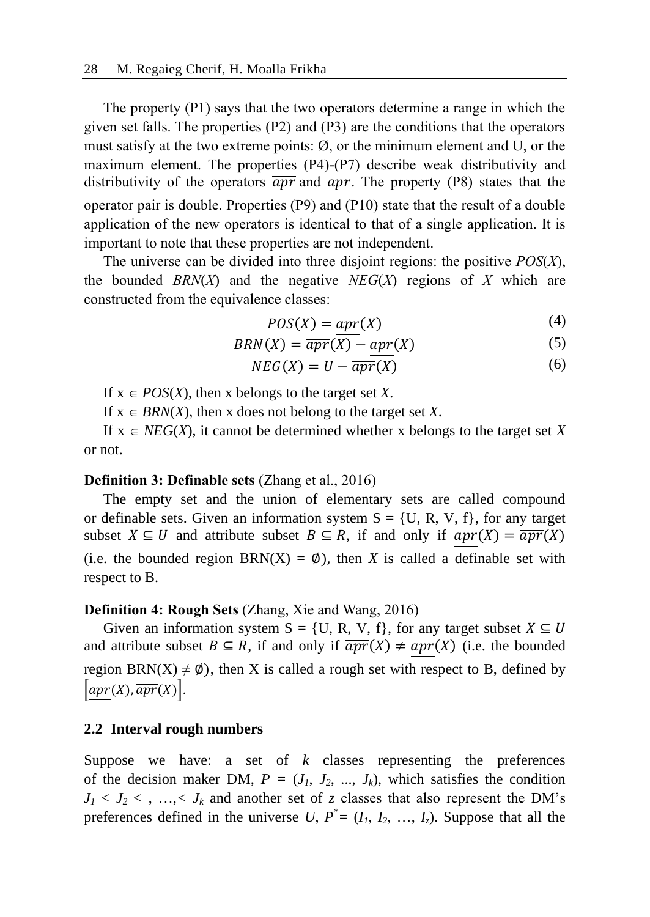The property (P1) says that the two operators determine a range in which the given set falls. The properties (P2) and (P3) are the conditions that the operators must satisfy at the two extreme points: Ø, or the minimum element and U, or the maximum element. The properties (P4)-(P7) describe weak distributivity and distributivity of the operators $\overline{apr}$ and $\underline{apr}$. The property (P8) states that the operator pair is double. Properties (P9) and (P10) state that the result of a double application of the new operators is identical to that of a single application. It is important to note that these properties are not independent.

The universe can be divided into three disjoint regions: the positive *POS*(*X*), the bounded *BRN*(*X*) and the negative *NEG*(*X*) regions of *X* which are constructed from the equivalence classes:

$$POS(X) = \underline{apr}(X) \tag{4}$$

$$BRN(X) = \overline{apr}(X) - \underline{apr}(X) \tag{5}$$

$$NEG(X) = U - \overline{apr}(X) \tag{6}$$

If $x \in POS(X)$, then x belongs to the target set *X*.

If $x \in BRN(X)$, then x does not belong to the target set *X*.

If $x \in NEG(X)$, it cannot be determined whether x belongs to the target set *X* or not.

**Definition 3: Definable sets** (Zhang et al., 2016)

The empty set and the union of elementary sets are called compound or definable sets. Given an information system S = {U, R, V, f}, for any target subset $X \subseteq U$ and attribute subset $B \subseteq R$, if and only if $\underline{apr}(X) = \overline{apr}(X)$ (i.e. the bounded region $BRN(X) = \emptyset$), then *X* is called a definable set with respect to B.

**Definition 4: Rough Sets** (Zhang, Xie and Wang, 2016)

Given an information system S = {U, R, V, f}, for any target subset $X \subseteq U$ and attribute subset $B \subseteq R$, if and only if $\overline{apr}(X) \neq \underline{apr}(X)$ (i.e. the bounded region $BRN(X) \neq \emptyset$), then X is called a rough set with respect to B, defined by $\left[\underline{apr}(X), \overline{apr}(X)\right]$.

## 2.2 Interval rough numbers

Suppose we have: a set of *k* classes representing the preferences of the decision maker DM, $P = (J_1, J_2, ..., J_k)$, which satisfies the condition $J_1 < J_2 < , \ldots, < J_k$ and another set of *z* classes that also represent the DM's preferences defined in the universe *U*, $P^* = (I_1, I_2, \ldots, I_z)$. Suppose that all the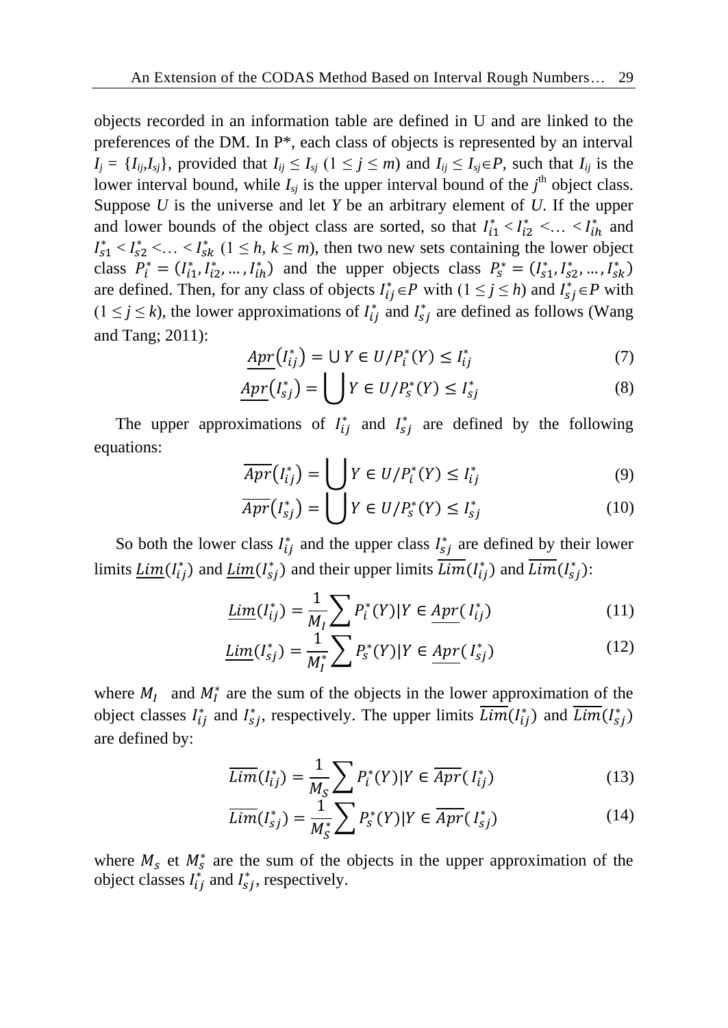objects recorded in an information table are defined in U and are linked to the preferences of the DM. In P*, each class of objects is represented by an interval $I_j = \{I_{ij}, I_{sj}\}$, provided that $I_{ij} \leq I_{sj}$ $(1 \leq j \leq m)$ and $I_{ij} \leq I_{sj} \in P$, such that $I_{ij}$ is the lower interval bound, while $I_{sj}$ is the upper interval bound of the $j^{\text{th}}$ object class. Suppose $U$ is the universe and let $Y$ be an arbitrary element of $U$. If the upper and lower bounds of the object class are sorted, so that $I_{i1}^* < I_{i2}^* < \ldots < I_{ih}^*$ and $I_{s1}^* < I_{s2}^* < \ldots < I_{sk}^*$ $(1 \leq h, k \leq m)$, then two new sets containing the lower object class $P_i^* = (I_{i1}^*, I_{i2}^*, \ldots, I_{ih}^*)$ and the upper objects class $P_s^* = (I_{s1}^*, I_{s2}^*, \ldots, I_{sk}^*)$ are defined. Then, for any class of objects $I_{ij}^* \in P$ with $(1 \leq j \leq h)$ and $I_{sj}^* \in P$ with $(1 \leq j \leq k)$, the lower approximations of $I_{ij}^*$ and $I_{sj}^*$ are defined as follows (Wang and Tang; 2011):

$$\underline{Apr}(I_{ij}^*) = \cup Y \in U/P_i^*(Y) \leq I_{ij}^* \tag{7}$$

$$\underline{Apr}(I_{sj}^*) = \bigcup Y \in U/P_s^*(Y) \leq I_{sj}^* \tag{8}$$

The upper approximations of $I_{ij}^*$ and $I_{sj}^*$ are defined by the following equations:

$$\overline{Apr}(I_{ij}^*) = \bigcup Y \in U/P_i^*(Y) \leq I_{ij}^* \tag{9}$$

$$\overline{Apr}(I_{sj}^*) = \bigcup Y \in U/P_s^*(Y) \leq I_{sj}^* \tag{10}$$

So both the lower class $I_{ij}^*$ and the upper class $I_{sj}^*$ are defined by their lower limits $\underline{Lim}(I_{ij}^*)$ and $\underline{Lim}(I_{sj}^*)$ and their upper limits $\overline{Lim}(I_{ij}^*)$ and $\overline{Lim}(I_{sj}^*)$:

$$\underline{Lim}(I_{ij}^*) = \frac{1}{M_I} \sum P_i^*(Y) | Y \in \underline{Apr}(I_{ij}^*) \tag{11}$$

$$\underline{Lim}(I_{sj}^*) = \frac{1}{M_I^*} \sum P_s^*(Y) | Y \in \underline{Apr}(I_{sj}^*) \tag{12}$$

where $M_I$ and $M_I^*$ are the sum of the objects in the lower approximation of the object classes $I_{ij}^*$ and $I_{sj}^*$, respectively. The upper limits $\overline{Lim}(I_{ij}^*)$ and $\overline{Lim}(I_{sj}^*)$ are defined by:

$$\overline{Lim}(I_{ij}^*) = \frac{1}{M_S} \sum P_i^*(Y) | Y \in \overline{Apr}(I_{ij}^*) \tag{13}$$

$$\overline{Lim}(I_{sj}^*) = \frac{1}{M_S^*} \sum P_s^*(Y) | Y \in \overline{Apr}(I_{sj}^*) \tag{14}$$

where $M_s$ et $M_S^*$ are the sum of the objects in the upper approximation of the object classes $I_{ij}^*$ and $I_{sj}^*$, respectively.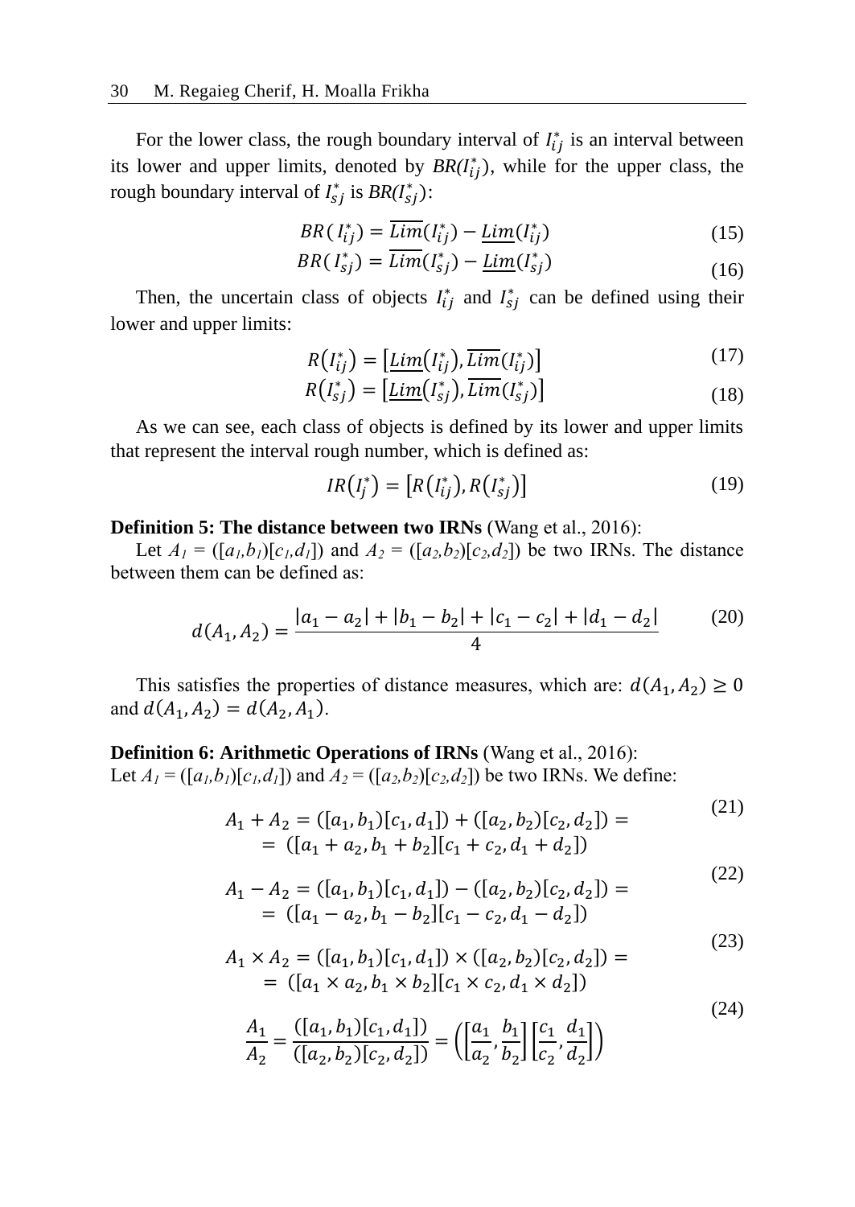For the lower class, the rough boundary interval of $I_{ij}^{*}$ is an interval between its lower and upper limits, denoted by $BR(I_{ij}^{*})$, while for the upper class, the rough boundary interval of $I_{sj}^{*}$ is $BR(I_{sj}^{*})$:

$$BR(I_{ij}^{*}) = \overline{Lim}(I_{ij}^{*}) - \underline{Lim}(I_{ij}^{*}) \tag{15}$$

$$BR(I_{sj}^{*}) = \overline{Lim}(I_{sj}^{*}) - \underline{Lim}(I_{sj}^{*}) \tag{16}$$

Then, the uncertain class of objects $I_{ij}^{*}$ and $I_{sj}^{*}$ can be defined using their lower and upper limits:

$$R(I_{ij}^{*}) = \left[\underline{Lim}(I_{ij}^{*}), \overline{Lim}(I_{ij}^{*})\right] \tag{17}$$

$$R(I_{sj}^{*}) = \left[\underline{Lim}(I_{sj}^{*}), \overline{Lim}(I_{sj}^{*})\right] \tag{18}$$

As we can see, each class of objects is defined by its lower and upper limits that represent the interval rough number, which is defined as:

$$IR(I_{j}^{*}) = \left[R(I_{ij}^{*}), R(I_{sj}^{*})\right] \tag{19}$$

**Definition 5: The distance between two IRNs** (Wang et al., 2016):

Let $A_1 = ([a_1,b_1)[c_1,d_1])$ and $A_2 = ([a_2,b_2)[c_2,d_2])$ be two IRNs. The distance between them can be defined as:

$$d(A_1, A_2) = \frac{|a_1 - a_2| + |b_1 - b_2| + |c_1 - c_2| + |d_1 - d_2|}{4} \tag{20}$$

This satisfies the properties of distance measures, which are: $d(A_1, A_2) \geq 0$ and $d(A_1, A_2) = d(A_2, A_1)$.

**Definition 6: Arithmetic Operations of IRNs** (Wang et al., 2016):
Let $A_1 = ([a_1,b_1)[c_1,d_1])$ and $A_2 = ([a_2,b_2)[c_2,d_2])$ be two IRNs. We define:

$$\begin{aligned} A_1 + A_2 &= ([a_1, b_1)[c_1, d_1]) + ([a_2, b_2)[c_2, d_2]) = \\ &= ([a_1 + a_2, b_1 + b_2][c_1 + c_2, d_1 + d_2]) \end{aligned} \tag{21}$$

$$\begin{aligned} A_1 - A_2 &= ([a_1, b_1)[c_1, d_1]) - ([a_2, b_2)[c_2, d_2]) = \\ &= ([a_1 - a_2, b_1 - b_2][c_1 - c_2, d_1 - d_2]) \end{aligned} \tag{22}$$

$$\begin{aligned} A_1 \times A_2 &= ([a_1, b_1)[c_1, d_1]) \times ([a_2, b_2)[c_2, d_2]) = \\ &= ([a_1 \times a_2, b_1 \times b_2][c_1 \times c_2, d_1 \times d_2]) \end{aligned} \tag{23}$$

$$\frac{A_1}{A_2} = \frac{([a_1, b_1)[c_1, d_1])}{([a_2, b_2)[c_2, d_2])} = \left(\left[\frac{a_1}{a_2}, \frac{b_1}{b_2}\right]\left[\frac{c_1}{c_2}, \frac{d_1}{d_2}\right]\right) \tag{24}$$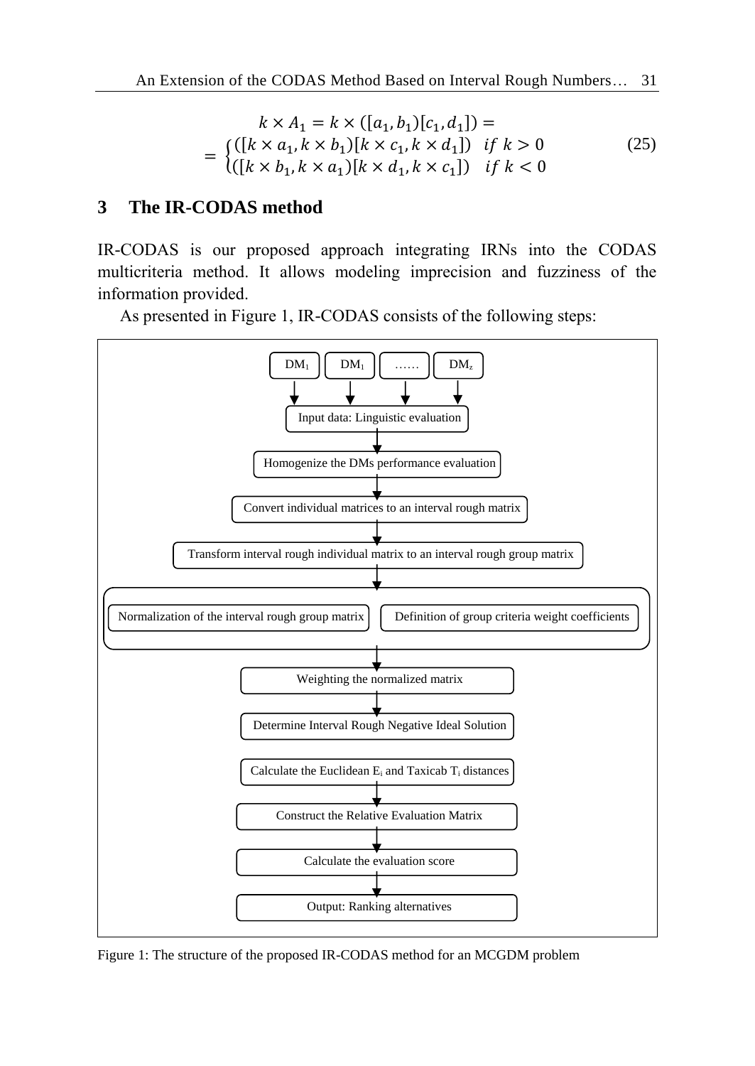$$k \times A_1 = k \times ([a_1, b_1)[c_1, d_1]) =$$
$$= \begin{cases} ([k \times a_1, k \times b_1)[k \times c_1, k \times d_1]) & if\ k > 0 \\ ([k \times b_1, k \times a_1)[k \times d_1, k \times c_1]) & if\ k < 0 \end{cases} \tag{25}$$

## 3 The IR-CODAS method

IR-CODAS is our proposed approach integrating IRNs into the CODAS multicriteria method. It allows modeling imprecision and fuzziness of the information provided.

As presented in Figure 1, IR-CODAS consists of the following steps:

$DM_1$ | $DM_1$ | …… | $DM_z$

Input data: Linguistic evaluation

Homogenize the DMs performance evaluation

Convert individual matrices to an interval rough matrix

Transform interval rough individual matrix to an interval rough group matrix

Normalization of the interval rough group matrix | Definition of group criteria weight coefficients

Weighting the normalized matrix

Determine Interval Rough Negative Ideal Solution

Calculate the Euclidean $E_i$ and Taxicab $T_i$ distances

Construct the Relative Evaluation Matrix

Calculate the evaluation score

Output: Ranking alternatives

Figure 1: The structure of the proposed IR-CODAS method for an MCGDM problem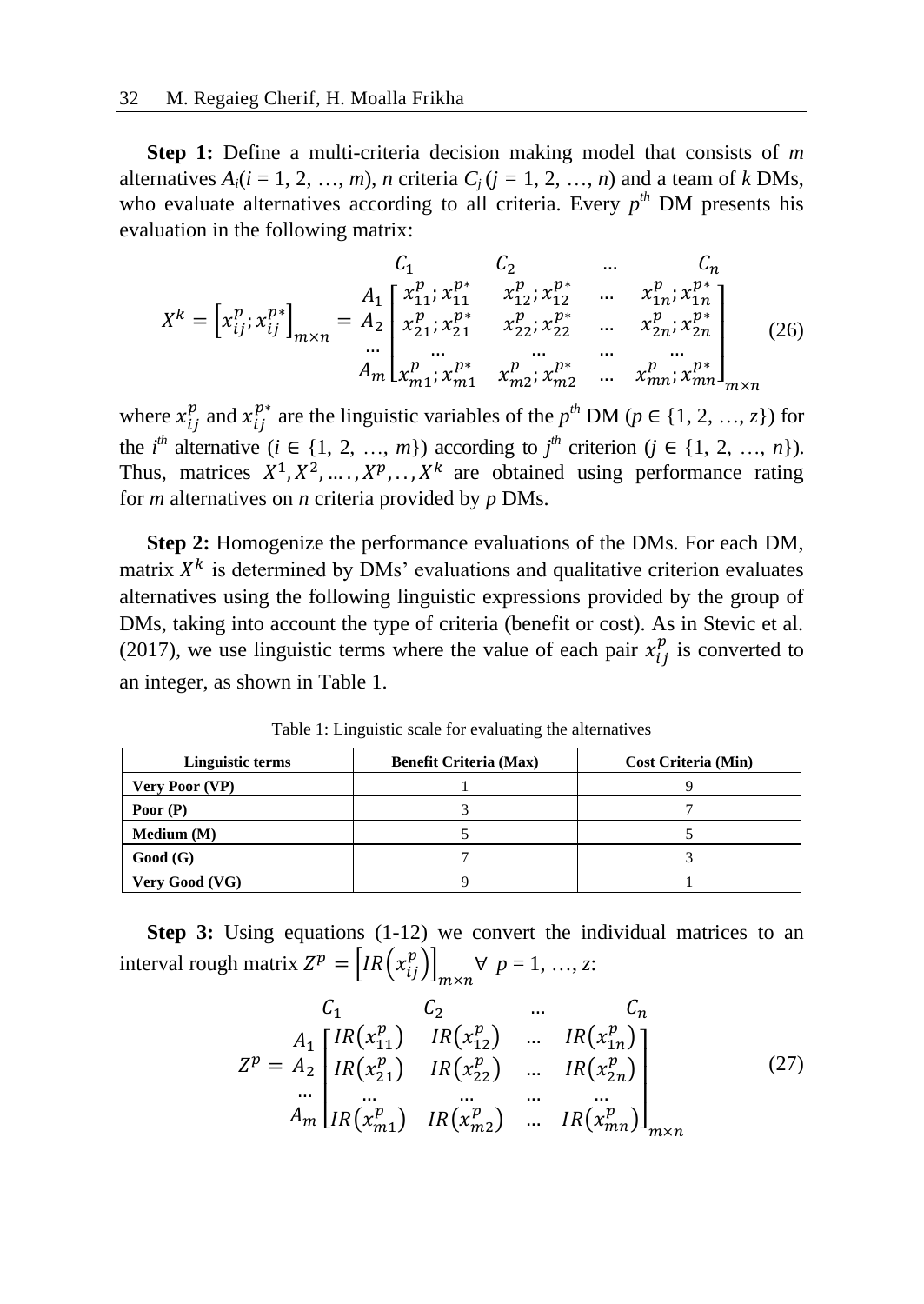**Step 1:** Define a multi-criteria decision making model that consists of *m* alternatives $A_i(i = 1, 2, \ldots, m)$, *n* criteria $C_j$ $(j = 1, 2, \ldots, n)$ and a team of *k* DMs, who evaluate alternatives according to all criteria. Every $p^{th}$ DM presents his evaluation in the following matrix:

$$X^k = \left[x_{ij}^p; x_{ij}^{p*}\right]_{m\times n} = \begin{matrix} & C_1 & C_2 & \ldots & C_n \\ A_1 \\ A_2 \\ \ldots \\ A_m \end{matrix} \begin{bmatrix} x_{11}^p; x_{11}^{p*} & x_{12}^p; x_{12}^{p*} & \ldots & x_{1n}^p; x_{1n}^{p*} \\ x_{21}^p; x_{21}^{p*} & x_{22}^p; x_{22}^{p*} & \ldots & x_{2n}^p; x_{2n}^{p*} \\ \ldots & \ldots & \ldots & \ldots \\ x_{m1}^p; x_{m1}^{p*} & x_{m2}^p; x_{m2}^{p*} & \ldots & x_{mn}^p; x_{mn}^{p*} \end{bmatrix}_{m\times n} \quad (26)$$

where $x_{ij}^p$ and $x_{ij}^{p*}$ are the linguistic variables of the $p^{th}$ DM ($p \in \{1, 2, \ldots, z\}$) for the $i^{th}$ alternative ($i \in \{1, 2, \ldots, m\}$) according to $j^{th}$ criterion ($j \in \{1, 2, \ldots, n\}$). Thus, matrices $X^1, X^2, \ldots, X^p, \ldots, X^k$ are obtained using performance rating for *m* alternatives on *n* criteria provided by *p* DMs.

**Step 2:** Homogenize the performance evaluations of the DMs. For each DM, matrix $X^k$ is determined by DMs' evaluations and qualitative criterion evaluates alternatives using the following linguistic expressions provided by the group of DMs, taking into account the type of criteria (benefit or cost). As in Stevic et al. (2017), we use linguistic terms where the value of each pair $x_{ij}^p$ is converted to an integer, as shown in Table 1.

Table 1: Linguistic scale for evaluating the alternatives

| Linguistic terms | Benefit Criteria (Max) | Cost Criteria (Min) |
|---|---|---|
| **Very Poor (VP)** | 1 | 9 |
| **Poor (P)** | 3 | 7 |
| **Medium (M)** | 5 | 5 |
| **Good (G)** | 7 | 3 |
| **Very Good (VG)** | 9 | 1 |

**Step 3:** Using equations (1-12) we convert the individual matrices to an interval rough matrix $Z^p = \left[IR\left(x_{ij}^p\right)\right]_{m\times n}$ $\forall$ $p = 1, \ldots, z$:

$$Z^p = \begin{matrix} & C_1 & C_2 & \ldots & C_n \\ A_1 \\ A_2 \\ \ldots \\ A_m \end{matrix} \begin{bmatrix} IR\left(x_{11}^p\right) & IR\left(x_{12}^p\right) & \ldots & IR\left(x_{1n}^p\right) \\ IR\left(x_{21}^p\right) & IR\left(x_{22}^p\right) & \ldots & IR\left(x_{2n}^p\right) \\ \ldots & \ldots & \ldots & \ldots \\ IR\left(x_{m1}^p\right) & IR\left(x_{m2}^p\right) & \ldots & IR\left(x_{mn}^p\right) \end{bmatrix}_{m\times n} \quad (27)$$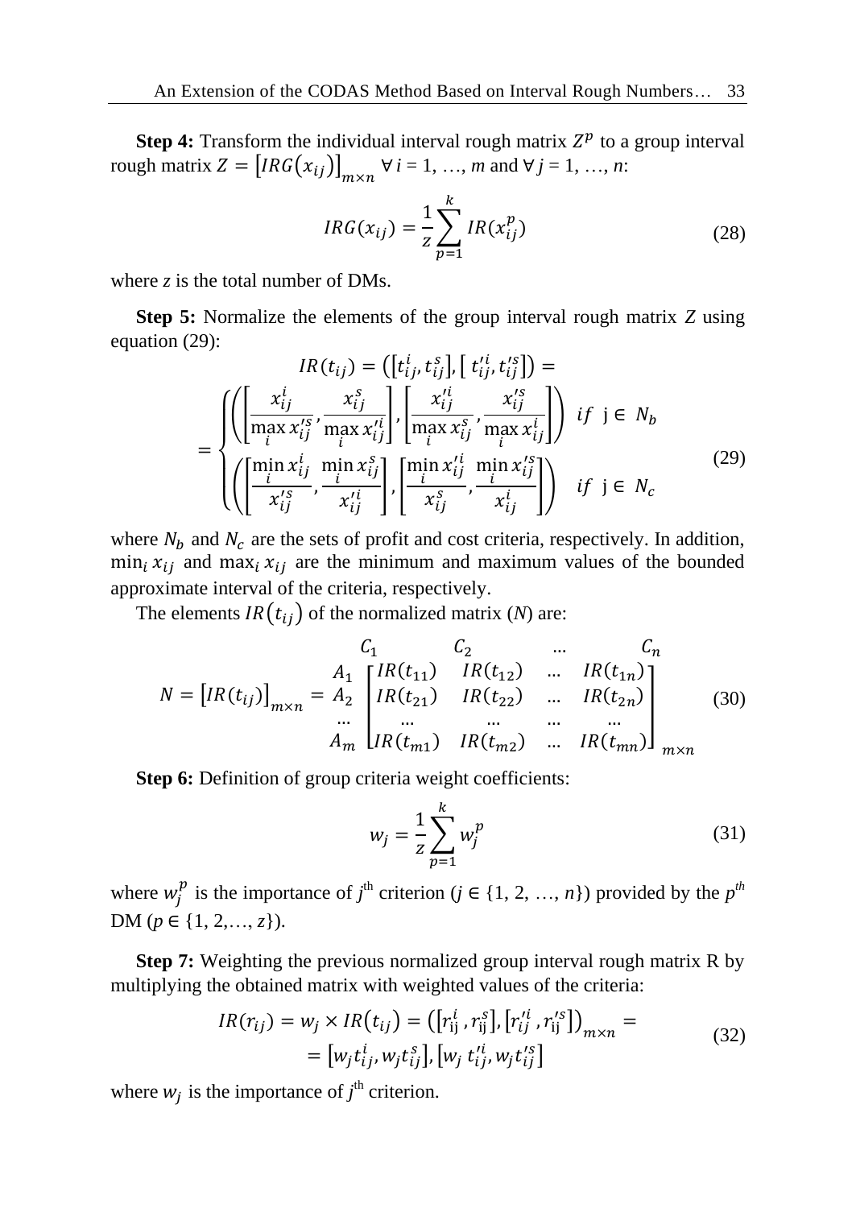**Step 4:** Transform the individual interval rough matrix $Z^p$ to a group interval rough matrix $Z = \left[IRG(x_{ij})\right]_{m\times n}$ $\forall$ *i* = 1, …, *m* and $\forall$ *j* = 1, …, *n*:

$$IRG(x_{ij}) = \frac{1}{z}\sum_{p=1}^{k} IR(x_{ij}^{p}) \tag{28}$$

where *z* is the total number of DMs.

**Step 5:** Normalize the elements of the group interval rough matrix *Z* using equation (29):

$$IR(t_{ij}) = \left([t_{ij}^{i}, t_{ij}^{s}], [t_{ij}^{\prime i}, t_{ij}^{\prime s}]\right) = \\ = \begin{cases} \left(\left[\dfrac{x_{ij}^{i}}{\max\limits_{i} x_{ij}^{\prime s}}, \dfrac{x_{ij}^{s}}{\max\limits_{i} x_{ij}^{\prime i}}\right], \left[\dfrac{x_{ij}^{\prime i}}{\max\limits_{i} x_{ij}^{s}}, \dfrac{x_{ij}^{\prime s}}{\max\limits_{i} x_{ij}^{i}}\right]\right) & if \;\; \text{j} \in N_b \\ \left(\left[\dfrac{\min\limits_{i} x_{ij}^{i}}{x_{ij}^{\prime s}}, \dfrac{\min\limits_{i} x_{ij}^{s}}{x_{ij}^{\prime i}}\right], \left[\dfrac{\min\limits_{i} x_{ij}^{\prime i}}{x_{ij}^{s}}, \dfrac{\min\limits_{i} x_{ij}^{\prime s}}{x_{ij}^{i}}\right]\right) & if \;\; \text{j} \in N_c \end{cases} \tag{29}$$

where $N_b$ and $N_c$ are the sets of profit and cost criteria, respectively. In addition, $\min_i x_{ij}$ and $\max_i x_{ij}$ are the minimum and maximum values of the bounded approximate interval of the criteria, respectively.

The elements $IR(t_{ij})$ of the normalized matrix (*N*) are:

$$N = \left[IR(t_{ij})\right]_{m\times n} = \begin{matrix} \\ A_1 \\ A_2 \\ \dots \\ A_m \end{matrix} \begin{matrix} C_1 & C_2 & \dots & C_n \\ \begin{bmatrix} IR(t_{11}) & IR(t_{12}) & \dots & IR(t_{1n}) \\ IR(t_{21}) & IR(t_{22}) & \dots & IR(t_{2n}) \\ \dots & \dots & \dots & \dots \\ IR(t_{m1}) & IR(t_{m2}) & \dots & IR(t_{mn}) \end{bmatrix}_{m\times n} \end{matrix} \tag{30}$$

**Step 6:** Definition of group criteria weight coefficients:

$$w_j = \frac{1}{z}\sum_{p=1}^{k} w_j^{p} \tag{31}$$

where $w_j^p$ is the importance of $j^{\text{th}}$ criterion ($j \in \{1, 2, \dots, n\}$) provided by the $p^{th}$ DM ($p \in \{1, 2, \dots, z\}$).

**Step 7:** Weighting the previous normalized group interval rough matrix R by multiplying the obtained matrix with weighted values of the criteria:

$$IR(r_{ij}) = w_j \times IR(t_{ij}) = \left([r_{\text{ij}}^{i}, r_{\text{ij}}^{s}], [r_{ij}^{\prime i}, r_{\text{ij}}^{\prime s}]\right)_{m\times n} = \\ = [w_j t_{ij}^{i}, w_j t_{ij}^{s}], [w_j\, t_{ij}^{\prime i}, w_j t_{ij}^{\prime s}] \tag{32}$$

where $w_j$ is the importance of $j^{\text{th}}$ criterion.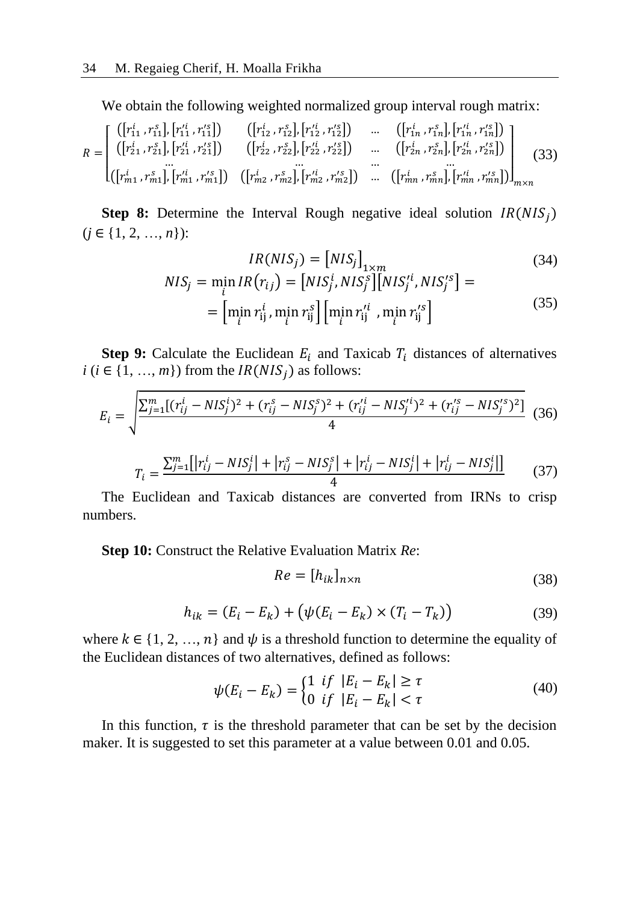We obtain the following weighted normalized group interval rough matrix:

$$R = \begin{bmatrix} ([r_{11}^{i}, r_{11}^{s}], [r_{11}'^{i}, r_{11}'^{s}]) & ([r_{12}^{i}, r_{12}^{s}], [r_{12}'^{i}, r_{12}'^{s}]) & \dots & ([r_{1n}^{i}, r_{1n}^{s}], [r_{1n}'^{i}, r_{1n}'^{s}]) \\ ([r_{21}^{i}, r_{21}^{s}], [r_{21}'^{i}, r_{21}'^{s}]) & ([r_{22}^{i}, r_{22}^{s}], [r_{22}'^{i}, r_{22}'^{s}]) & \dots & ([r_{2n}^{i}, r_{2n}^{s}], [r_{2n}'^{i}, r_{2n}'^{s}]) \\ \dots & \dots & \dots & \dots \\ ([r_{m1}^{i}, r_{m1}^{s}], [r_{m1}'^{i}, r_{m1}'^{s}]) & ([r_{m2}^{i}, r_{m2}^{s}], [r_{m2}'^{i}, r_{m2}'^{s}]) & \dots & ([r_{mn}^{i}, r_{mn}^{s}], [r_{mn}'^{i}, r_{mn}'^{s}]) \end{bmatrix}_{m \times n} \quad (33)$$

**Step 8:** Determine the Interval Rough negative ideal solution $IR(NIS_j)$ ($j \in \{1, 2, \ldots, n\}$):

$$IR(NIS_j) = [NIS_j]_{1 \times m} \quad (34)$$

$$NIS_j = \min_i IR(r_{ij}) = [NIS_j^{i}, NIS_j^{s}][NIS_j'^{i}, NIS_j'^{s}] = \\ = \left[\min_i r_{ij}^{i}, \min_i r_{ij}^{s}\right]\left[\min_i r_{ij}'^{i}, \min_i r_{ij}'^{s}\right] \quad (35)$$

**Step 9:** Calculate the Euclidean $E_i$ and Taxicab $T_i$ distances of alternatives $i$ ($i \in \{1, \ldots, m\}$) from the $IR(NIS_j)$ as follows:

$$E_i = \sqrt{\frac{\sum_{j=1}^{m}[(r_{ij}^{i} - NIS_j^{i})^2 + (r_{ij}^{s} - NIS_j^{s})^2 + (r_{ij}'^{i} - NIS_j'^{i})^2 + (r_{ij}'^{s} - NIS_j'^{s})^2]}{4}} \quad (36)$$

$$T_i = \frac{\sum_{j=1}^{m}\left[\left|r_{ij}^{i} - NIS_j^{i}\right| + \left|r_{ij}^{s} - NIS_j^{s}\right| + \left|r_{ij}^{i} - NIS_j^{i}\right| + \left|r_{ij}^{i} - NIS_j^{i}\right|\right]}{4} \quad (37)$$

The Euclidean and Taxicab distances are converted from IRNs to crisp numbers.

**Step 10:** Construct the Relative Evaluation Matrix *Re*:

$$Re = [h_{ik}]_{n \times n} \quad (38)$$

$$h_{ik} = (E_i - E_k) + \left(\psi(E_i - E_k) \times (T_i - T_k)\right) \quad (39)$$

where $k \in \{1, 2, \ldots, n\}$ and $\psi$ is a threshold function to determine the equality of the Euclidean distances of two alternatives, defined as follows:

$$\psi(E_i - E_k) = \begin{cases} 1 & if \ |E_i - E_k| \geq \tau \\ 0 & if \ |E_i - E_k| < \tau \end{cases} \quad (40)$$

In this function, $\tau$ is the threshold parameter that can be set by the decision maker. It is suggested to set this parameter at a value between 0.01 and 0.05.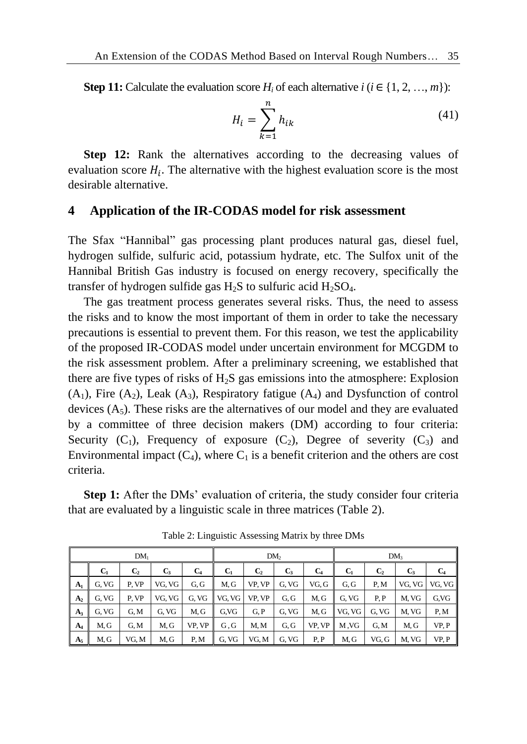**Step 11:** Calculate the evaluation score $H_i$ of each alternative $i$ ($i \in \{1, 2, \ldots, m\}$):

$$H_i = \sum_{k=1}^{n} h_{ik} \tag{41}$$

**Step 12:** Rank the alternatives according to the decreasing values of evaluation score $H_i$. The alternative with the highest evaluation score is the most desirable alternative.

## 4 Application of the IR-CODAS model for risk assessment

The Sfax "Hannibal" gas processing plant produces natural gas, diesel fuel, hydrogen sulfide, sulfuric acid, potassium hydrate, etc. The Sulfox unit of the Hannibal British Gas industry is focused on energy recovery, specifically the transfer of hydrogen sulfide gas $H_2S$ to sulfuric acid $H_2SO_4$.

The gas treatment process generates several risks. Thus, the need to assess the risks and to know the most important of them in order to take the necessary precautions is essential to prevent them. For this reason, we test the applicability of the proposed IR-CODAS model under uncertain environment for MCGDM to the risk assessment problem. After a preliminary screening, we established that there are five types of risks of $H_2S$ gas emissions into the atmosphere: Explosion ($A_1$), Fire ($A_2$), Leak ($A_3$), Respiratory fatigue ($A_4$) and Dysfunction of control devices ($A_5$). These risks are the alternatives of our model and they are evaluated by a committee of three decision makers (DM) according to four criteria: Security ($C_1$), Frequency of exposure ($C_2$), Degree of severity ($C_3$) and Environmental impact ($C_4$), where $C_1$ is a benefit criterion and the others are cost criteria.

**Step 1:** After the DMs' evaluation of criteria, the study consider four criteria that are evaluated by a linguistic scale in three matrices (Table 2).

Table 2: Linguistic Assessing Matrix by three DMs

| | DM$_1$ | | | | DM$_2$ | | | | DM$_3$ | | | |
|---|---|---|---|---|---|---|---|---|---|---|---|---|
| | $C_1$ | $C_2$ | $C_3$ | $C_4$ | $C_1$ | $C_2$ | $C_3$ | $C_4$ | $C_1$ | $C_2$ | $C_3$ | $C_4$ |
| $A_1$ | G, VG | P, VP | VG, VG | G, G | M, G | VP, VP | G, VG | VG, G | G, G | P, M | VG, VG | VG, VG |
| $A_2$ | G, VG | P, VP | VG, VG | G, VG | VG, VG | VP, VP | G, G | M, G | G, VG | P, P | M, VG | G,VG |
| $A_3$ | G, VG | G, M | G, VG | M, G | G,VG | G, P | G, VG | M, G | VG, VG | G, VG | M, VG | P, M |
| $A_4$ | M, G | G, M | M, G | VP, VP | G , G | M, M | G, G | VP, VP | M ,VG | G, M | M, G | VP, P |
| $A_5$ | M, G | VG, M | M, G | P, M | G, VG | VG, M | G, VG | P, P | M, G | VG, G | M, VG | VP, P |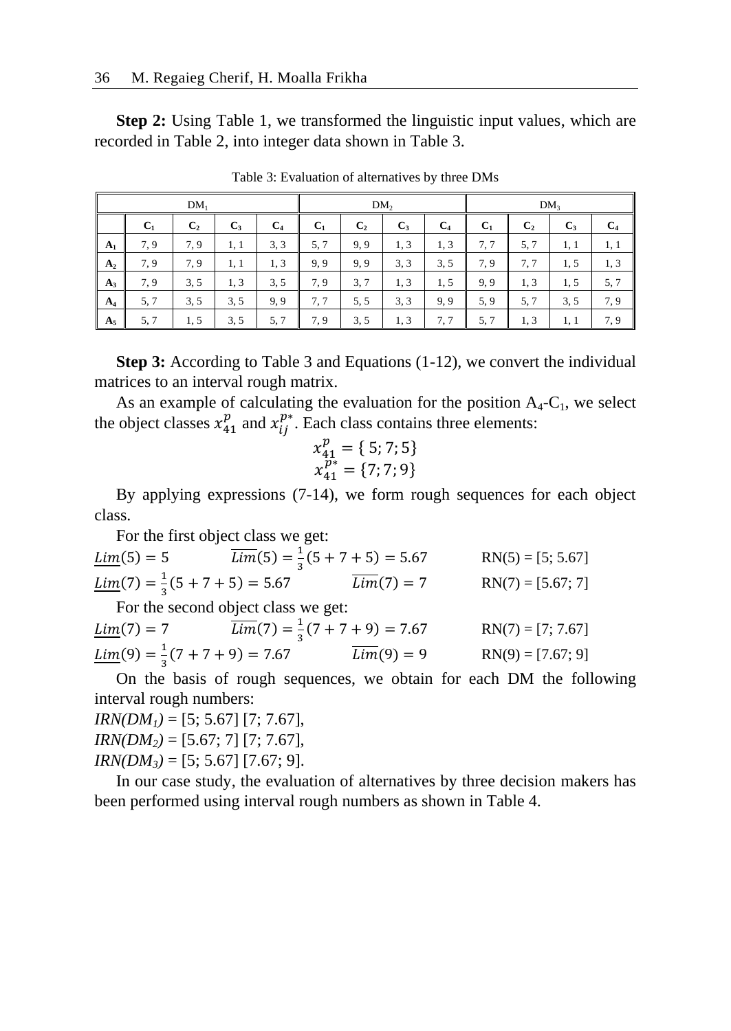**Step 2:** Using Table 1, we transformed the linguistic input values, which are recorded in Table 2, into integer data shown in Table 3.

Table 3: Evaluation of alternatives by three DMs

| | $DM_1$ | | | | $DM_2$ | | | | $DM_3$ | | | |
|---|---|---|---|---|---|---|---|---|---|---|---|---|
| | $C_1$ | $C_2$ | $C_3$ | $C_4$ | $C_1$ | $C_2$ | $C_3$ | $C_4$ | $C_1$ | $C_2$ | $C_3$ | $C_4$ |
| $A_1$ | 7, 9 | 7, 9 | 1, 1 | 3, 3 | 5, 7 | 9, 9 | 1, 3 | 1, 3 | 7, 7 | 5, 7 | 1, 1 | 1, 1 |
| $A_2$ | 7, 9 | 7, 9 | 1, 1 | 1, 3 | 9, 9 | 9, 9 | 3, 3 | 3, 5 | 7, 9 | 7, 7 | 1, 5 | 1, 3 |
| $A_3$ | 7, 9 | 3, 5 | 1, 3 | 3, 5 | 7, 9 | 3, 7 | 1, 3 | 1, 5 | 9, 9 | 1, 3 | 1, 5 | 5, 7 |
| $A_4$ | 5, 7 | 3, 5 | 3, 5 | 9, 9 | 7, 7 | 5, 5 | 3, 3 | 9, 9 | 5, 9 | 5, 7 | 3, 5 | 7, 9 |
| $A_5$ | 5, 7 | 1, 5 | 3, 5 | 5, 7 | 7, 9 | 3, 5 | 1, 3 | 7, 7 | 5, 7 | 1, 3 | 1, 1 | 7, 9 |

**Step 3:** According to Table 3 and Equations (1-12), we convert the individual matrices to an interval rough matrix.

As an example of calculating the evaluation for the position $A_4$-$C_1$, we select the object classes $x_{41}^{p}$ and $x_{ij}^{p*}$. Each class contains three elements:

$$x_{41}^{p} = \{5; 7; 5\}$$
$$x_{41}^{p*} = \{7; 7; 9\}$$

By applying expressions (7-14), we form rough sequences for each object class.

For the first object class we get:

$\underline{Lim}(5) = 5$ $\quad$ $\overline{Lim}(5) = \frac{1}{3}(5 + 7 + 5) = 5.67$ $\quad$ RN(5) = [5; 5.67]

$\underline{Lim}(7) = \frac{1}{3}(5 + 7 + 5) = 5.67$ $\quad$ $\overline{Lim}(7) = 7$ $\quad$ RN(7) = [5.67; 7]

For the second object class we get:

$\underline{Lim}(7) = 7$ $\quad$ $\overline{Lim}(7) = \frac{1}{3}(7 + 7 + 9) = 7.67$ $\quad$ RN(7) = [7; 7.67]

$\underline{Lim}(9) = \frac{1}{3}(7 + 7 + 9) = 7.67$ $\quad$ $\overline{Lim}(9) = 9$ $\quad$ RN(9) = [7.67; 9]

On the basis of rough sequences, we obtain for each DM the following interval rough numbers:

*IRN($DM_1$)* = [5; 5.67] [7; 7.67],
*IRN($DM_2$)* = [5.67; 7] [7; 7.67],
*IRN($DM_3$)* = [5; 5.67] [7.67; 9].

In our case study, the evaluation of alternatives by three decision makers has been performed using interval rough numbers as shown in Table 4.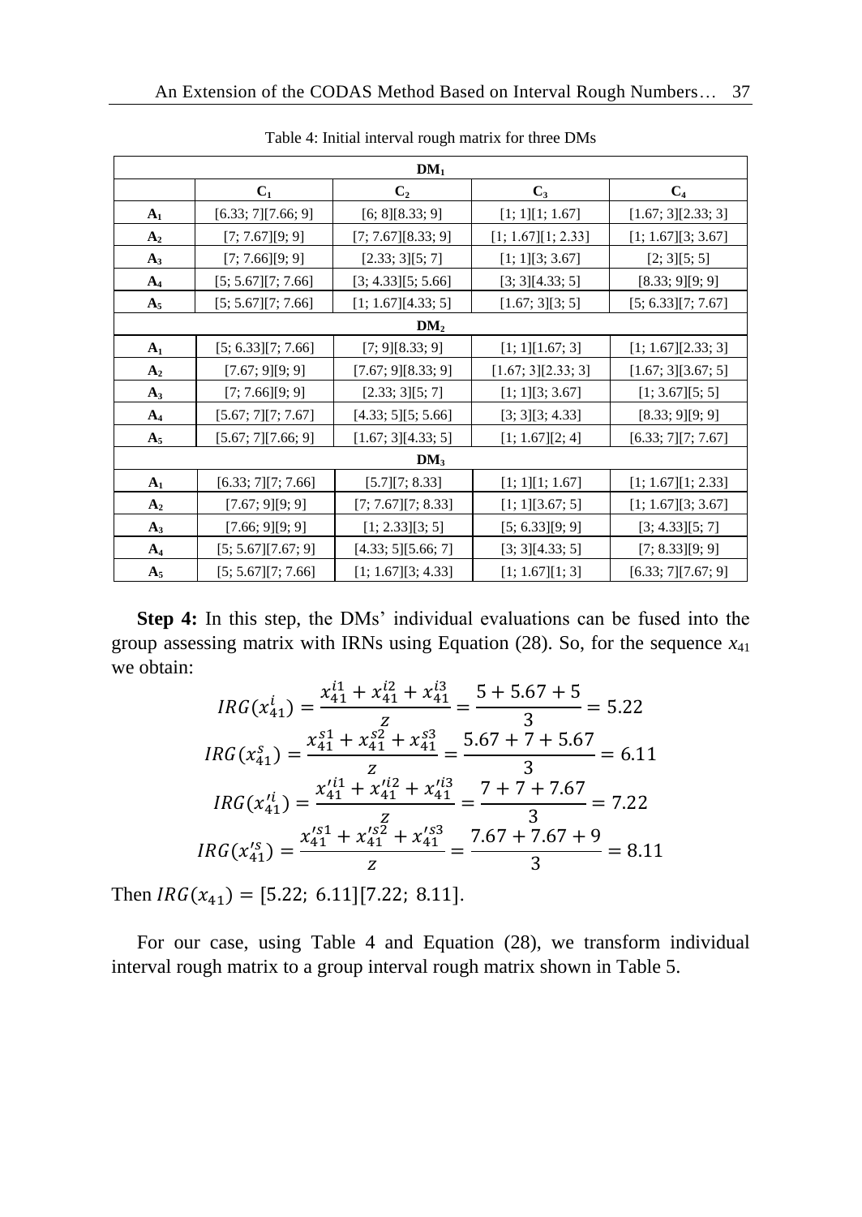Table 4: Initial interval rough matrix for three DMs

| DM$_1$ | | | | |
|---|---|---|---|---|
| | C$_1$ | C$_2$ | C$_3$ | C$_4$ |
| A$_1$ | [6.33; 7][7.66; 9] | [6; 8][8.33; 9] | [1; 1][1; 1.67] | [1.67; 3][2.33; 3] |
| A$_2$ | [7; 7.67][9; 9] | [7; 7.67][8.33; 9] | [1; 1.67][1; 2.33] | [1; 1.67][3; 3.67] |
| A$_3$ | [7; 7.66][9; 9] | [2.33; 3][5; 7] | [1; 1][3; 3.67] | [2; 3][5; 5] |
| A$_4$ | [5; 5.67][7; 7.66] | [3; 4.33][5; 5.66] | [3; 3][4.33; 5] | [8.33; 9][9; 9] |
| A$_5$ | [5; 5.67][7; 7.66] | [1; 1.67][4.33; 5] | [1.67; 3][3; 5] | [5; 6.33][7; 7.67] |
| **DM$_2$** | | | | |
| A$_1$ | [5; 6.33][7; 7.66] | [7; 9][8.33; 9] | [1; 1][1.67; 3] | [1; 1.67][2.33; 3] |
| A$_2$ | [7.67; 9][9; 9] | [7.67; 9][8.33; 9] | [1.67; 3][2.33; 3] | [1.67; 3][3.67; 5] |
| A$_3$ | [7; 7.66][9; 9] | [2.33; 3][5; 7] | [1; 1][3; 3.67] | [1; 3.67][5; 5] |
| A$_4$ | [5.67; 7][7; 7.67] | [4.33; 5][5; 5.66] | [3; 3][3; 4.33] | [8.33; 9][9; 9] |
| A$_5$ | [5.67; 7][7.66; 9] | [1.67; 3][4.33; 5] | [1; 1.67][2; 4] | [6.33; 7][7; 7.67] |
| **DM$_3$** | | | | |
| A$_1$ | [6.33; 7][7; 7.66] | [5.7][7; 8.33] | [1; 1][1; 1.67] | [1; 1.67][1; 2.33] |
| A$_2$ | [7.67; 9][9; 9] | [7; 7.67][7; 8.33] | [1; 1][3.67; 5] | [1; 1.67][3; 3.67] |
| A$_3$ | [7.66; 9][9; 9] | [1; 2.33][3; 5] | [5; 6.33][9; 9] | [3; 4.33][5; 7] |
| A$_4$ | [5; 5.67][7.67; 9] | [4.33; 5][5.66; 7] | [3; 3][4.33; 5] | [7; 8.33][9; 9] |
| A$_5$ | [5; 5.67][7; 7.66] | [1; 1.67][3; 4.33] | [1; 1.67][1; 3] | [6.33; 7][7.67; 9] |

**Step 4:** In this step, the DMs' individual evaluations can be fused into the group assessing matrix with IRNs using Equation (28). So, for the sequence $x_{41}$ we obtain:

$$IRG(x_{41}^{i}) = \frac{x_{41}^{i1} + x_{41}^{i2} + x_{41}^{i3}}{z} = \frac{5 + 5.67 + 5}{3} = 5.22$$

$$IRG(x_{41}^{s}) = \frac{x_{41}^{s1} + x_{41}^{s2} + x_{41}^{s3}}{z} = \frac{5.67 + 7 + 5.67}{3} = 6.11$$

$$IRG(x_{41}'^{i}) = \frac{x_{41}'^{i1} + x_{41}'^{i2} + x_{41}'^{i3}}{z} = \frac{7 + 7 + 7.67}{3} = 7.22$$

$$IRG(x_{41}'^{s}) = \frac{x_{41}'^{s1} + x_{41}'^{s2} + x_{41}'^{s3}}{z} = \frac{7.67 + 7.67 + 9}{3} = 8.11$$

Then $IRG(x_{41}) = [5.22;\ 6.11][7.22;\ 8.11]$.

For our case, using Table 4 and Equation (28), we transform individual interval rough matrix to a group interval rough matrix shown in Table 5.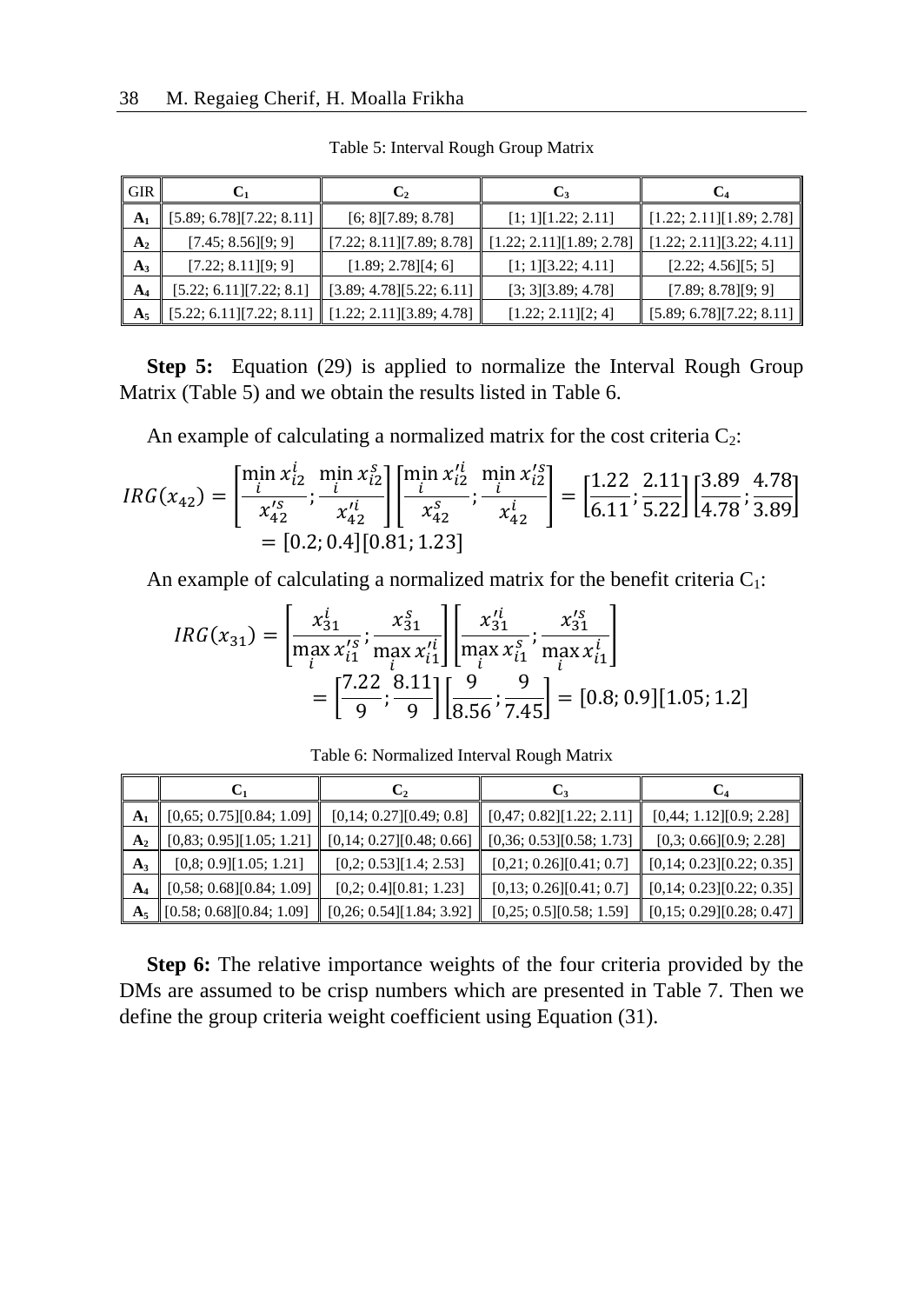Table 5: Interval Rough Group Matrix

| GIR | $C_1$ | $C_2$ | $C_3$ | $C_4$ |
|---|---|---|---|---|
| $A_1$ | [5.89; 6.78][7.22; 8.11] | [6; 8][7.89; 8.78] | [1; 1][1.22; 2.11] | [1.22; 2.11][1.89; 2.78] |
| $A_2$ | [7.45; 8.56][9; 9] | [7.22; 8.11][7.89; 8.78] | [1.22; 2.11][1.89; 2.78] | [1.22; 2.11][3.22; 4.11] |
| $A_3$ | [7.22; 8.11][9; 9] | [1.89; 2.78][4; 6] | [1; 1][3.22; 4.11] | [2.22; 4.56][5; 5] |
| $A_4$ | [5.22; 6.11][7.22; 8.1] | [3.89; 4.78][5.22; 6.11] | [3; 3][3.89; 4.78] | [7.89; 8.78][9; 9] |
| $A_5$ | [5.22; 6.11][7.22; 8.11] | [1.22; 2.11][3.89; 4.78] | [1.22; 2.11][2; 4] | [5.89; 6.78][7.22; 8.11] |

**Step 5:** Equation (29) is applied to normalize the Interval Rough Group Matrix (Table 5) and we obtain the results listed in Table 6.

An example of calculating a normalized matrix for the cost criteria $C_2$:

$$IRG(x_{42}) = \left[\frac{\min_i x_{i2}^{i}}{x_{42}^{\prime s}}; \frac{\min_i x_{i2}^{s}}{x_{42}^{\prime i}}\right]\left[\frac{\min_i x_{i2}^{\prime i}}{x_{42}^{s}}; \frac{\min_i x_{i2}^{\prime s}}{x_{42}^{i}}\right] = \left[\frac{1.22}{6.11}; \frac{2.11}{5.22}\right]\left[\frac{3.89}{4.78}; \frac{4.78}{3.89}\right]$$
$$= [0.2; 0.4][0.81; 1.23]$$

An example of calculating a normalized matrix for the benefit criteria $C_1$:

$$IRG(x_{31}) = \left[\frac{x_{31}^{i}}{\max_i x_{i1}^{\prime s}}; \frac{x_{31}^{s}}{\max_i x_{i1}^{\prime i}}\right]\left[\frac{x_{31}^{\prime i}}{\max_i x_{i1}^{s}}; \frac{x_{31}^{\prime s}}{\max_i x_{i1}^{i}}\right]$$
$$= \left[\frac{7.22}{9}; \frac{8.11}{9}\right]\left[\frac{9}{8.56}; \frac{9}{7.45}\right] = [0.8; 0.9][1.05; 1.2]$$

Table 6: Normalized Interval Rough Matrix

| | $C_1$ | $C_2$ | $C_3$ | $C_4$ |
|---|---|---|---|---|
| $A_1$ | [0,65; 0.75][0.84; 1.09] | [0,14; 0.27][0.49; 0.8] | [0,47; 0.82][1.22; 2.11] | [0,44; 1.12][0.9; 2.28] |
| $A_2$ | [0,83; 0.95][1.05; 1.21] | [0,14; 0.27][0.48; 0.66] | [0,36; 0.53][0.58; 1.73] | [0,3; 0.66][0.9; 2.28] |
| $A_3$ | [0,8; 0.9][1.05; 1.21] | [0,2; 0.53][1.4; 2.53] | [0,21; 0.26][0.41; 0.7] | [0,14; 0.23][0.22; 0.35] |
| $A_4$ | [0,58; 0.68][0.84; 1.09] | [0,2; 0.4][0.81; 1.23] | [0,13; 0.26][0.41; 0.7] | [0,14; 0.23][0.22; 0.35] |
| $A_5$ | [0.58; 0.68][0.84; 1.09] | [0,26; 0.54][1.84; 3.92] | [0,25; 0.5][0.58; 1.59] | [0,15; 0.29][0.28; 0.47] |

**Step 6:** The relative importance weights of the four criteria provided by the DMs are assumed to be crisp numbers which are presented in Table 7. Then we define the group criteria weight coefficient using Equation (31).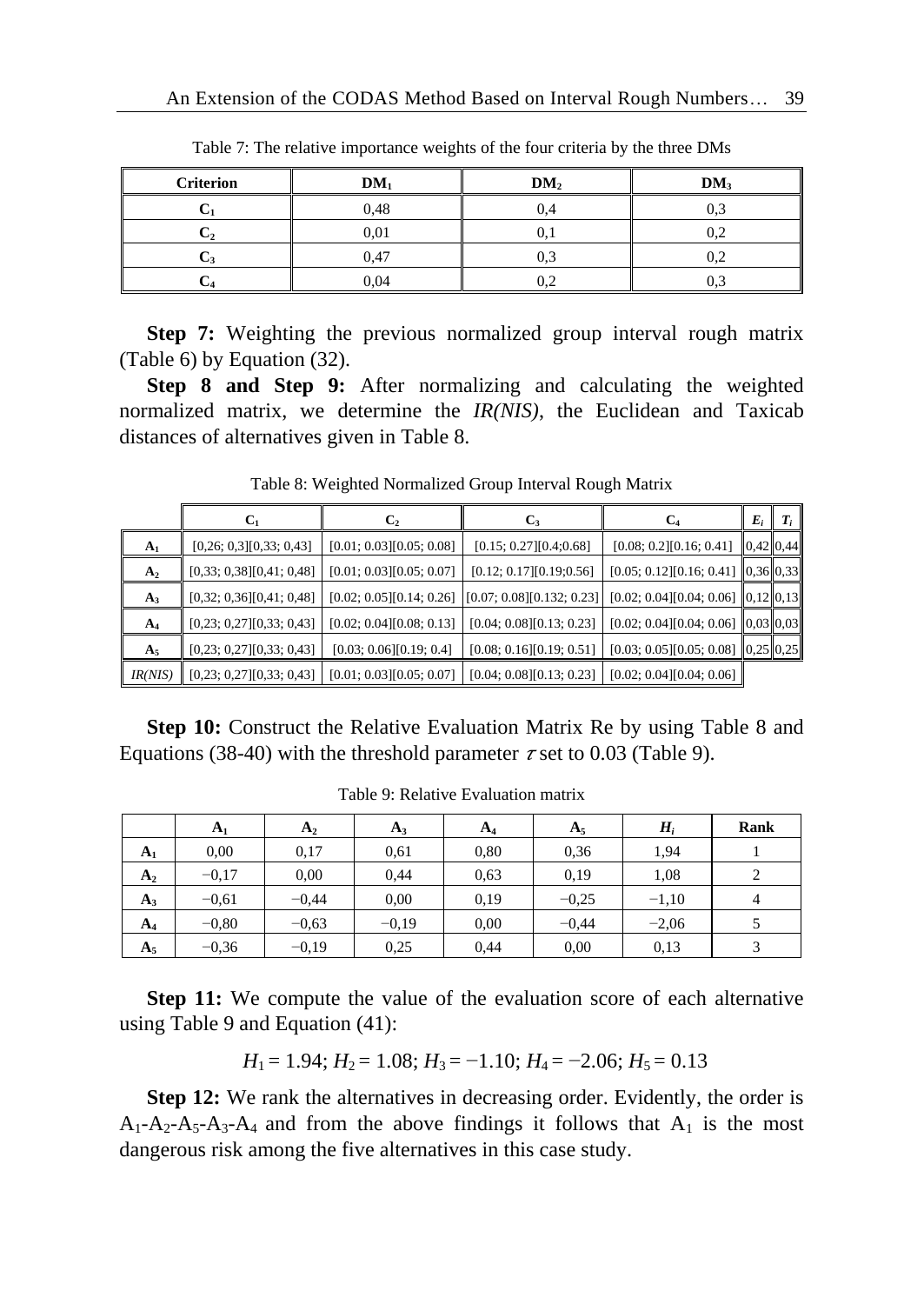Table 7: The relative importance weights of the four criteria by the three DMs

| Criterion | $DM_1$ | $DM_2$ | $DM_3$ |
|---|---|---|---|
| $C_1$ | 0,48 | 0,4 | 0,3 |
| $C_2$ | 0,01 | 0,1 | 0,2 |
| $C_3$ | 0,47 | 0,3 | 0,2 |
| $C_4$ | 0,04 | 0,2 | 0,3 |

**Step 7:** Weighting the previous normalized group interval rough matrix (Table 6) by Equation (32).

**Step 8 and Step 9:** After normalizing and calculating the weighted normalized matrix, we determine the *IR(NIS)*, the Euclidean and Taxicab distances of alternatives given in Table 8.

Table 8: Weighted Normalized Group Interval Rough Matrix

| | $C_1$ | $C_2$ | $C_3$ | $C_4$ | $E_i$ | $T_i$ |
|---|---|---|---|---|---|---|
| $A_1$ | [0,26; 0,3][0,33; 0,43] | [0.01; 0.03][0.05; 0.08] | [0.15; 0.27][0.4;0.68] | [0.08; 0.2][0.16; 0.41] | 0,42 | 0,44 |
| $A_2$ | [0,33; 0,38][0,41; 0,48] | [0.01; 0.03][0.05; 0.07] | [0.12; 0.17][0.19;0.56] | [0.05; 0.12][0.16; 0.41] | 0,36 | 0,33 |
| $A_3$ | [0,32; 0,36][0,41; 0,48] | [0.02; 0.05][0.14; 0.26] | [0.07; 0.08][0.132; 0.23] | [0.02; 0.04][0.04; 0.06] | 0,12 | 0,13 |
| $A_4$ | [0,23; 0,27][0,33; 0,43] | [0.02; 0.04][0.08; 0.13] | [0.04; 0.08][0.13; 0.23] | [0.02; 0.04][0.04; 0.06] | 0,03 | 0,03 |
| $A_5$ | [0,23; 0,27][0,33; 0,43] | [0.03; 0.06][0.19; 0.4] | [0.08; 0.16][0.19; 0.51] | [0.03; 0.05][0.05; 0.08] | 0,25 | 0,25 |
| *IR(NIS)* | [0,23; 0,27][0,33; 0,43] | [0.01; 0.03][0.05; 0.07] | [0.04; 0.08][0.13; 0.23] | [0.02; 0.04][0.04; 0.06] | | |

**Step 10:** Construct the Relative Evaluation Matrix Re by using Table 8 and Equations (38-40) with the threshold parameter $\tau$ set to 0.03 (Table 9).

Table 9: Relative Evaluation matrix

| | $A_1$ | $A_2$ | $A_3$ | $A_4$ | $A_5$ | $H_i$ | Rank |
|---|---|---|---|---|---|---|---|
| $A_1$ | 0,00 | 0,17 | 0,61 | 0,80 | 0,36 | 1,94 | 1 |
| $A_2$ | −0,17 | 0,00 | 0,44 | 0,63 | 0,19 | 1,08 | 2 |
| $A_3$ | −0,61 | −0,44 | 0,00 | 0,19 | −0,25 | −1,10 | 4 |
| $A_4$ | −0,80 | −0,63 | −0,19 | 0,00 | −0,44 | −2,06 | 5 |
| $A_5$ | −0,36 | −0,19 | 0,25 | 0,44 | 0,00 | 0,13 | 3 |

**Step 11:** We compute the value of the evaluation score of each alternative using Table 9 and Equation (41):

$$H_1 = 1.94;\ H_2 = 1.08;\ H_3 = -1.10;\ H_4 = -2.06;\ H_5 = 0.13$$

**Step 12:** We rank the alternatives in decreasing order. Evidently, the order is $A_1$-$A_2$-$A_5$-$A_3$-$A_4$ and from the above findings it follows that $A_1$ is the most dangerous risk among the five alternatives in this case study.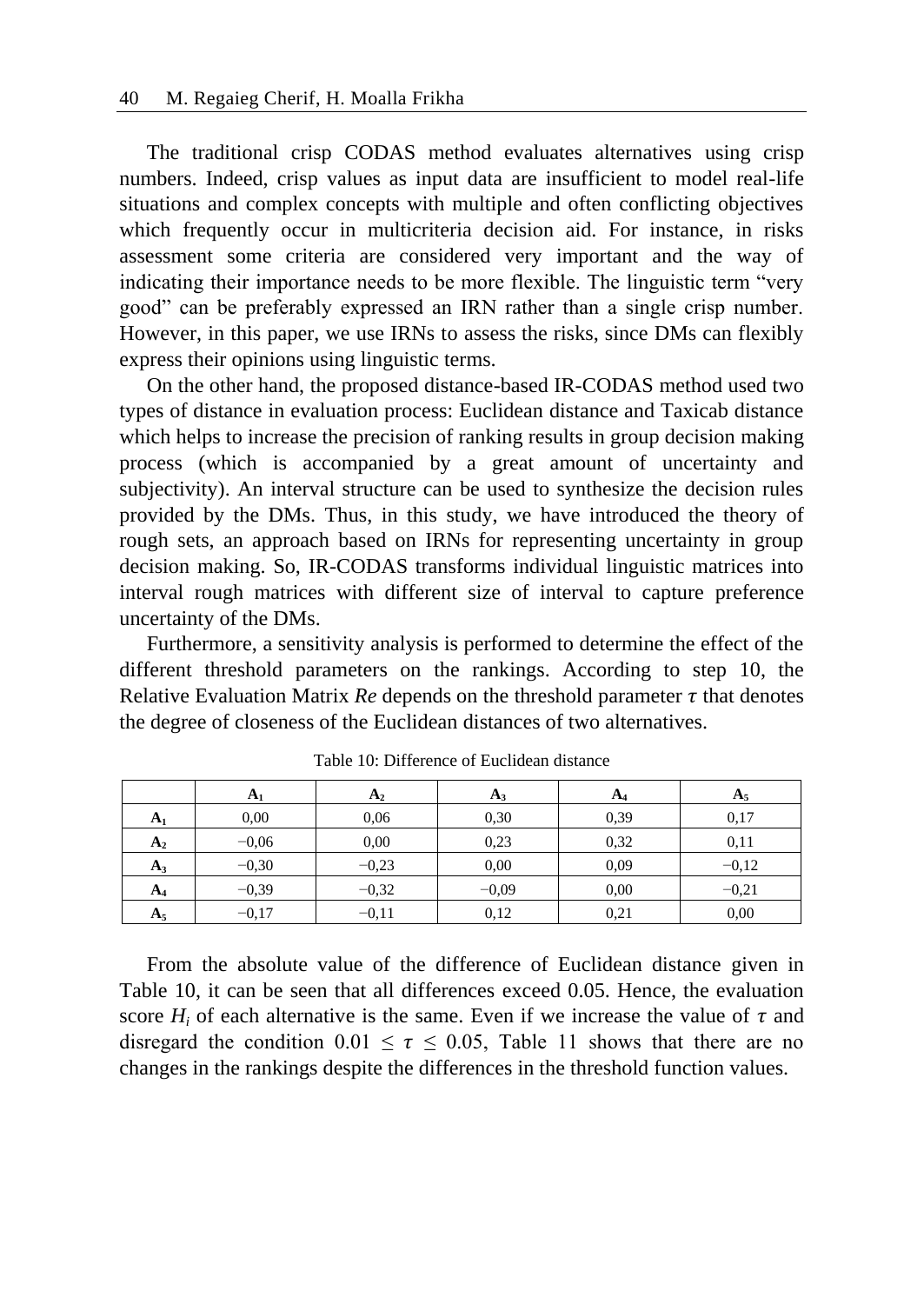The traditional crisp CODAS method evaluates alternatives using crisp numbers. Indeed, crisp values as input data are insufficient to model real-life situations and complex concepts with multiple and often conflicting objectives which frequently occur in multicriteria decision aid. For instance, in risks assessment some criteria are considered very important and the way of indicating their importance needs to be more flexible. The linguistic term "very good" can be preferably expressed an IRN rather than a single crisp number. However, in this paper, we use IRNs to assess the risks, since DMs can flexibly express their opinions using linguistic terms.

On the other hand, the proposed distance-based IR-CODAS method used two types of distance in evaluation process: Euclidean distance and Taxicab distance which helps to increase the precision of ranking results in group decision making process (which is accompanied by a great amount of uncertainty and subjectivity). An interval structure can be used to synthesize the decision rules provided by the DMs. Thus, in this study, we have introduced the theory of rough sets, an approach based on IRNs for representing uncertainty in group decision making. So, IR-CODAS transforms individual linguistic matrices into interval rough matrices with different size of interval to capture preference uncertainty of the DMs.

Furthermore, a sensitivity analysis is performed to determine the effect of the different threshold parameters on the rankings. According to step 10, the Relative Evaluation Matrix *Re* depends on the threshold parameter $\tau$ that denotes the degree of closeness of the Euclidean distances of two alternatives.

Table 10: Difference of Euclidean distance

| | $A_1$ | $A_2$ | $A_3$ | $A_4$ | $A_5$ |
|---|---|---|---|---|---|
| $A_1$ | 0,00 | 0,06 | 0,30 | 0,39 | 0,17 |
| $A_2$ | −0,06 | 0,00 | 0,23 | 0,32 | 0,11 |
| $A_3$ | −0,30 | −0,23 | 0,00 | 0,09 | −0,12 |
| $A_4$ | −0,39 | −0,32 | −0,09 | 0,00 | −0,21 |
| $A_5$ | −0,17 | −0,11 | 0,12 | 0,21 | 0,00 |

From the absolute value of the difference of Euclidean distance given in Table 10, it can be seen that all differences exceed 0.05. Hence, the evaluation score $H_i$ of each alternative is the same. Even if we increase the value of $\tau$ and disregard the condition $0.01 \leq \tau \leq 0.05$, Table 11 shows that there are no changes in the rankings despite the differences in the threshold function values.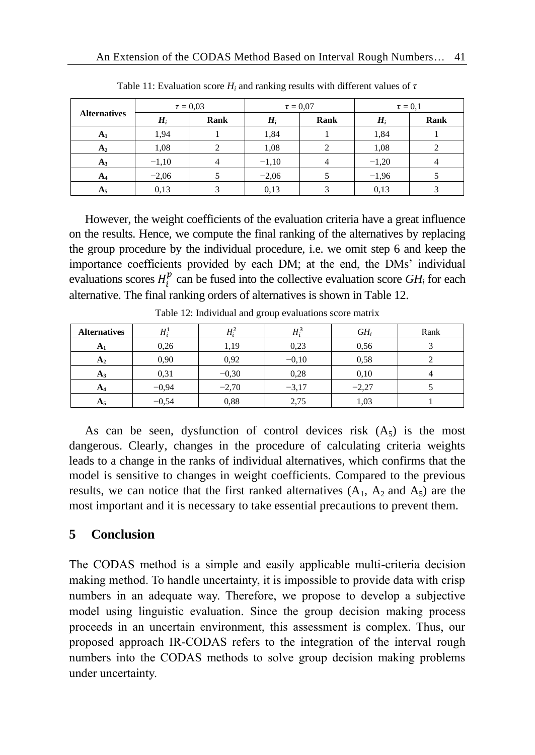Table 11: Evaluation score $H_i$ and ranking results with different values of $\tau$

| **Alternatives** | $\tau = 0{,}03$ | | $\tau = 0{,}07$ | | $\tau = 0{,}1$ | |
|---|---|---|---|---|---|---|
| | $H_i$ | **Rank** | $H_i$ | **Rank** | $H_i$ | **Rank** |
| $A_1$ | 1,94 | 1 | 1,84 | 1 | 1,84 | 1 |
| $A_2$ | 1,08 | 2 | 1,08 | 2 | 1,08 | 2 |
| $A_3$ | −1,10 | 4 | −1,10 | 4 | −1,20 | 4 |
| $A_4$ | −2,06 | 5 | −2,06 | 5 | −1,96 | 5 |
| $A_5$ | 0,13 | 3 | 0,13 | 3 | 0,13 | 3 |

However, the weight coefficients of the evaluation criteria have a great influence on the results. Hence, we compute the final ranking of the alternatives by replacing the group procedure by the individual procedure, i.e. we omit step 6 and keep the importance coefficients provided by each DM; at the end, the DMs' individual evaluations scores $H_i^p$ can be fused into the collective evaluation score $GH_i$ for each alternative. The final ranking orders of alternatives is shown in Table 12.

Table 12: Individual and group evaluations score matrix

| **Alternatives** | $H_i^1$ | $H_i^2$ | $H_i^3$ | $GH_i$ | Rank |
|---|---|---|---|---|---|
| $A_1$ | 0,26 | 1,19 | 0,23 | 0,56 | 3 |
| $A_2$ | 0,90 | 0,92 | −0,10 | 0,58 | 2 |
| $A_3$ | 0,31 | −0,30 | 0,28 | 0,10 | 4 |
| $A_4$ | −0,94 | −2,70 | −3,17 | −2,27 | 5 |
| $A_5$ | −0,54 | 0,88 | 2,75 | 1,03 | 1 |

As can be seen, dysfunction of control devices risk ($A_5$) is the most dangerous. Clearly, changes in the procedure of calculating criteria weights leads to a change in the ranks of individual alternatives, which confirms that the model is sensitive to changes in weight coefficients. Compared to the previous results, we can notice that the first ranked alternatives ($A_1$, $A_2$ and $A_5$) are the most important and it is necessary to take essential precautions to prevent them.

## 5 Conclusion

The CODAS method is a simple and easily applicable multi-criteria decision making method. To handle uncertainty, it is impossible to provide data with crisp numbers in an adequate way. Therefore, we propose to develop a subjective model using linguistic evaluation. Since the group decision making process proceeds in an uncertain environment, this assessment is complex. Thus, our proposed approach IR-CODAS refers to the integration of the interval rough numbers into the CODAS methods to solve group decision making problems under uncertainty.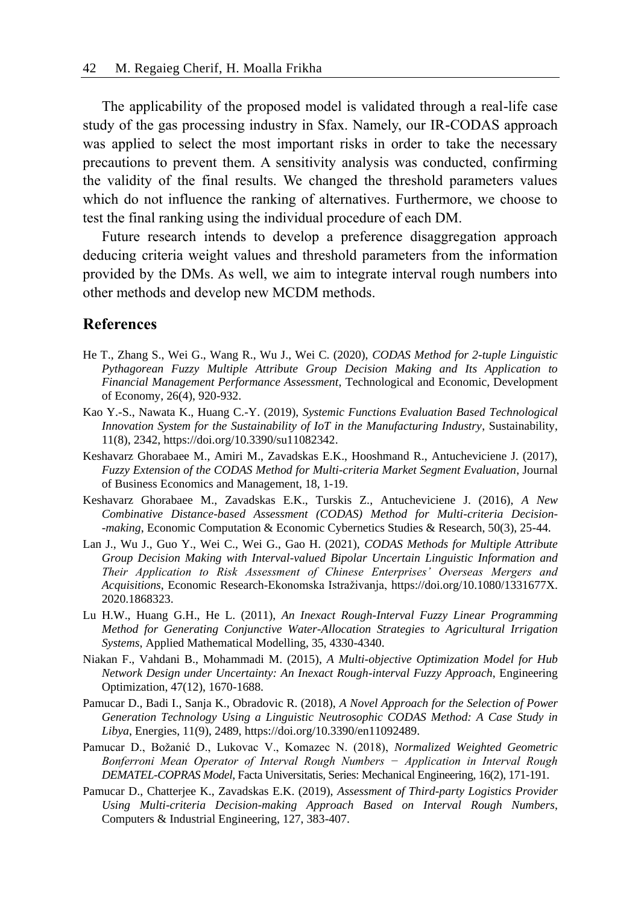The applicability of the proposed model is validated through a real-life case study of the gas processing industry in Sfax. Namely, our IR-CODAS approach was applied to select the most important risks in order to take the necessary precautions to prevent them. A sensitivity analysis was conducted, confirming the validity of the final results. We changed the threshold parameters values which do not influence the ranking of alternatives. Furthermore, we choose to test the final ranking using the individual procedure of each DM.

Future research intends to develop a preference disaggregation approach deducing criteria weight values and threshold parameters from the information provided by the DMs. As well, we aim to integrate interval rough numbers into other methods and develop new MCDM methods.

## References

He T., Zhang S., Wei G., Wang R., Wu J., Wei C. (2020), *CODAS Method for 2-tuple Linguistic Pythagorean Fuzzy Multiple Attribute Group Decision Making and Its Application to Financial Management Performance Assessment*, Technological and Economic, Development of Economy, 26(4), 920-932.

Kao Y.-S., Nawata K., Huang C.-Y. (2019), *Systemic Functions Evaluation Based Technological Innovation System for the Sustainability of IoT in the Manufacturing Industry*, Sustainability, 11(8), 2342, https://doi.org/10.3390/su11082342.

Keshavarz Ghorabaee M., Amiri M., Zavadskas E.K., Hooshmand R., Antucheviciene J. (2017), *Fuzzy Extension of the CODAS Method for Multi-criteria Market Segment Evaluation*, Journal of Business Economics and Management, 18, 1-19.

Keshavarz Ghorabaee M., Zavadskas E.K., Turskis Z., Antucheviciene J. (2016), *A New Combinative Distance-based Assessment (CODAS) Method for Multi-criteria Decision-making*, Economic Computation & Economic Cybernetics Studies & Research, 50(3), 25-44.

Lan J., Wu J., Guo Y., Wei C., Wei G., Gao H. (2021), *CODAS Methods for Multiple Attribute Group Decision Making with Interval-valued Bipolar Uncertain Linguistic Information and Their Application to Risk Assessment of Chinese Enterprises' Overseas Mergers and Acquisitions*, Economic Research-Ekonomska Istraživanja, https://doi.org/10.1080/1331677X.2020.1868323.

Lu H.W., Huang G.H., He L. (2011), *An Inexact Rough-Interval Fuzzy Linear Programming Method for Generating Conjunctive Water-Allocation Strategies to Agricultural Irrigation Systems*, Applied Mathematical Modelling, 35, 4330-4340.

Niakan F., Vahdani B., Mohammadi M. (2015), *A Multi-objective Optimization Model for Hub Network Design under Uncertainty: An Inexact Rough-interval Fuzzy Approach*, Engineering Optimization, 47(12), 1670-1688.

Pamucar D., Badi I., Sanja K., Obradovic R. (2018), *A Novel Approach for the Selection of Power Generation Technology Using a Linguistic Neutrosophic CODAS Method: A Case Study in Libya*, Energies, 11(9), 2489, https://doi.org/10.3390/en11092489.

Pamucar D., Božanić D., Lukovac V., Komazec N. (2018), *Normalized Weighted Geometric Bonferroni Mean Operator of Interval Rough Numbers − Application in Interval Rough DEMATEL-COPRAS Model*, Facta Universitatis, Series: Mechanical Engineering, 16(2), 171-191.

Pamucar D., Chatterjee K., Zavadskas E.K. (2019), *Assessment of Third-party Logistics Provider Using Multi-criteria Decision-making Approach Based on Interval Rough Numbers*, Computers & Industrial Engineering, 127, 383-407.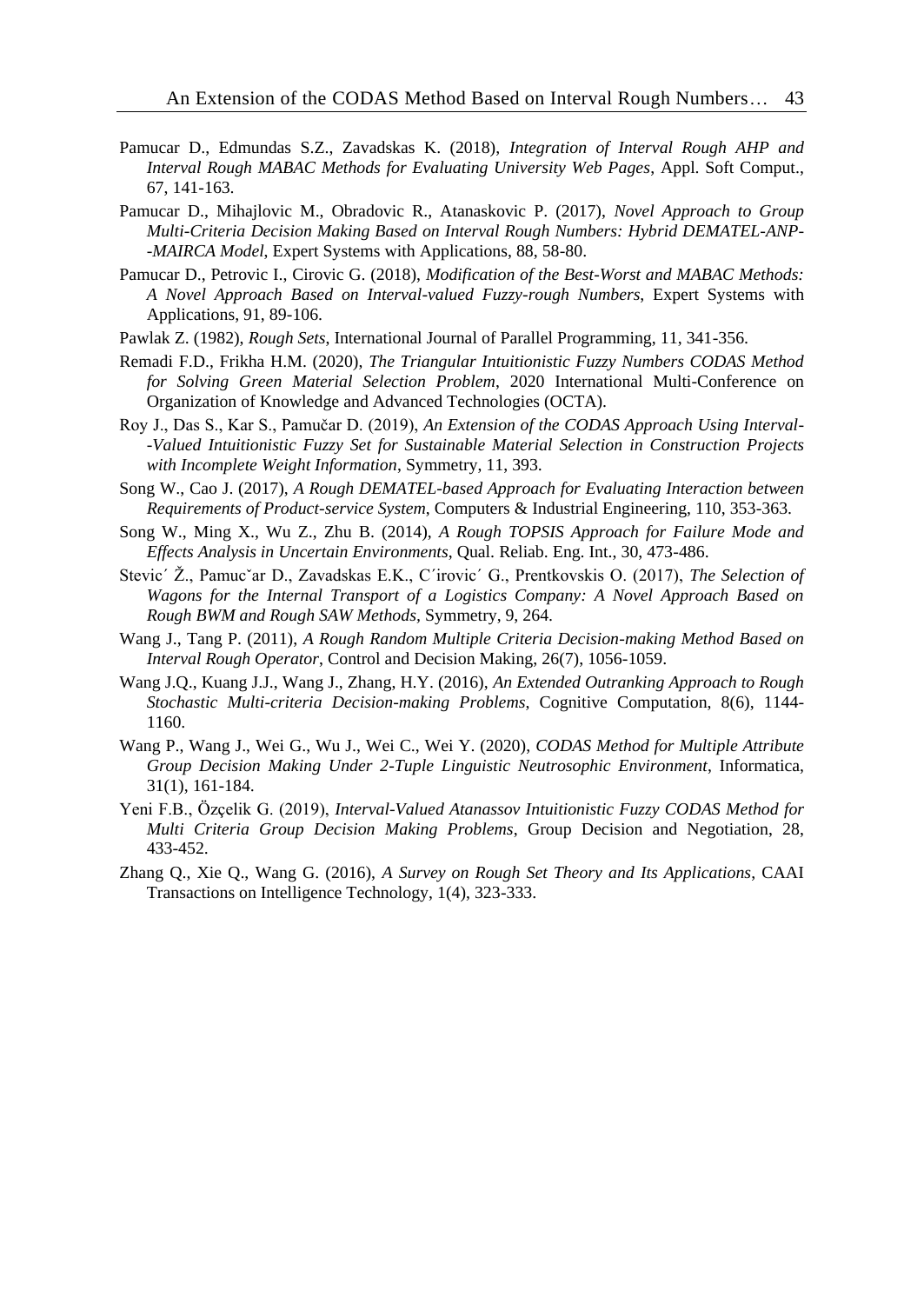Pamucar D., Edmundas S.Z., Zavadskas K. (2018), *Integration of Interval Rough AHP and Interval Rough MABAC Methods for Evaluating University Web Pages*, Appl. Soft Comput., 67, 141-163.

Pamucar D., Mihajlovic M., Obradovic R., Atanaskovic P. (2017), *Novel Approach to Group Multi-Criteria Decision Making Based on Interval Rough Numbers: Hybrid DEMATEL-ANP--MAIRCA Model*, Expert Systems with Applications, 88, 58-80.

Pamucar D., Petrovic I., Cirovic G. (2018), *Modification of the Best-Worst and MABAC Methods: A Novel Approach Based on Interval-valued Fuzzy-rough Numbers*, Expert Systems with Applications, 91, 89-106.

Pawlak Z. (1982), *Rough Sets*, International Journal of Parallel Programming, 11, 341-356.

Remadi F.D., Frikha H.M. (2020), *The Triangular Intuitionistic Fuzzy Numbers CODAS Method for Solving Green Material Selection Problem*, 2020 International Multi-Conference on Organization of Knowledge and Advanced Technologies (OCTA).

Roy J., Das S., Kar S., Pamučar D. (2019), *An Extension of the CODAS Approach Using Interval--Valued Intuitionistic Fuzzy Set for Sustainable Material Selection in Construction Projects with Incomplete Weight Information*, Symmetry, 11, 393.

Song W., Cao J. (2017), *A Rough DEMATEL-based Approach for Evaluating Interaction between Requirements of Product-service System*, Computers & Industrial Engineering, 110, 353-363.

Song W., Ming X., Wu Z., Zhu B. (2014), *A Rough TOPSIS Approach for Failure Mode and Effects Analysis in Uncertain Environments*, Qual. Reliab. Eng. Int., 30, 473-486.

Stevic´ Ž., Pamucˇar D., Zavadskas E.K., C´irovic´ G., Prentkovskis O. (2017), *The Selection of Wagons for the Internal Transport of a Logistics Company: A Novel Approach Based on Rough BWM and Rough SAW Methods*, Symmetry, 9, 264.

Wang J., Tang P. (2011), *A Rough Random Multiple Criteria Decision-making Method Based on Interval Rough Operator*, Control and Decision Making, 26(7), 1056-1059.

Wang J.Q., Kuang J.J., Wang J., Zhang, H.Y. (2016), *An Extended Outranking Approach to Rough Stochastic Multi-criteria Decision-making Problems*, Cognitive Computation, 8(6), 1144-1160.

Wang P., Wang J., Wei G., Wu J., Wei C., Wei Y. (2020), *CODAS Method for Multiple Attribute Group Decision Making Under 2-Tuple Linguistic Neutrosophic Environment*, Informatica, 31(1), 161-184.

Yeni F.B., Özçelik G. (2019), *Interval-Valued Atanassov Intuitionistic Fuzzy CODAS Method for Multi Criteria Group Decision Making Problems*, Group Decision and Negotiation, 28, 433-452.

Zhang Q., Xie Q., Wang G. (2016), *A Survey on Rough Set Theory and Its Applications*, CAAI Transactions on Intelligence Technology, 1(4), 323-333.